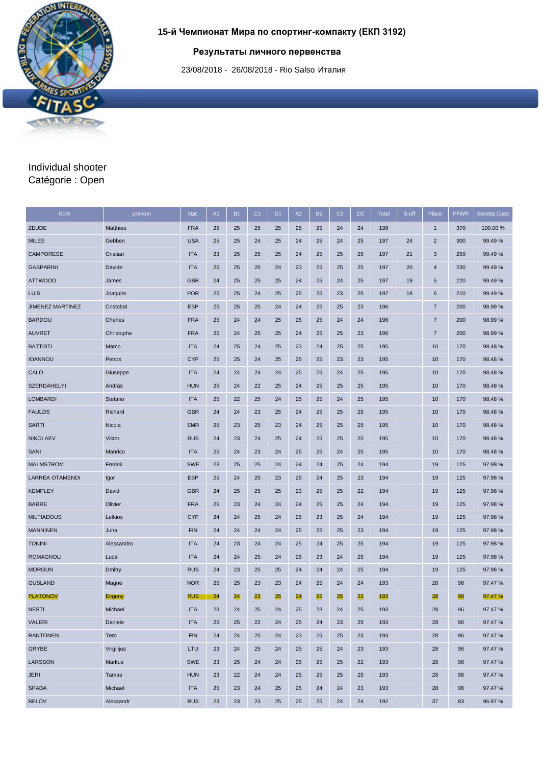# 15-й Чемпионат Мира по спортинг-компакту (ЕКП 3192)

## Результаты личного первенства

23/08/2018 - 26/08/2018 - Rio Salso Италия

Individual shooter
Catégorie : Open

| Nom | prénom | Nat. | A1 | B1 | C1 | D1 | A2 | B2 | C2 | D2 | Total | S-off | Place | FFWR | Beretta Cups |
|---|---|---|---|---|---|---|---|---|---|---|---|---|---|---|---|
| ZEUDE | Matthieu | FRA | 25 | 25 | 25 | 25 | 25 | 25 | 24 | 24 | 198 | | 1 | 370 | 100.00 % |
| MILES | Gebben | USA | 25 | 25 | 24 | 25 | 24 | 25 | 24 | 25 | 197 | 24 | 2 | 300 | 99.49 % |
| CAMPORESE | Cristian | ITA | 23 | 25 | 25 | 25 | 24 | 25 | 25 | 25 | 197 | 21 | 3 | 250 | 99.49 % |
| GASPARINI | Davide | ITA | 25 | 25 | 25 | 24 | 23 | 25 | 25 | 25 | 197 | 20 | 4 | 230 | 99.49 % |
| ATTWOOD | James | GBR | 24 | 25 | 25 | 25 | 24 | 25 | 24 | 25 | 197 | 19 | 5 | 220 | 99.49 % |
| LUIS | Joaquim | POR | 25 | 25 | 24 | 25 | 25 | 25 | 23 | 25 | 197 | 18 | 6 | 210 | 99.49 % |
| JIMENEZ MARTINEZ | Cristobal | ESP | 25 | 25 | 25 | 24 | 24 | 25 | 25 | 23 | 196 | | 7 | 200 | 98.99 % |
| BARDOU | Charles | FRA | 25 | 24 | 24 | 25 | 25 | 25 | 24 | 24 | 196 | | 7 | 200 | 98.99 % |
| AUVRET | Christophe | FRA | 25 | 24 | 25 | 25 | 24 | 25 | 25 | 23 | 196 | | 7 | 200 | 98.99 % |
| BATTISTI | Marco | ITA | 24 | 25 | 24 | 25 | 23 | 24 | 25 | 25 | 195 | | 10 | 170 | 98.48 % |
| IOANNOU | Petros | CYP | 25 | 25 | 24 | 25 | 25 | 25 | 23 | 23 | 195 | | 10 | 170 | 98.48 % |
| CALO | Giuseppe | ITA | 24 | 24 | 24 | 24 | 25 | 25 | 24 | 25 | 195 | | 10 | 170 | 98.48 % |
| SZERDAHELYI | András | HUN | 25 | 24 | 22 | 25 | 24 | 25 | 25 | 25 | 195 | | 10 | 170 | 98.48 % |
| LOMBARDI | Stefano | ITA | 25 | 22 | 25 | 24 | 25 | 25 | 24 | 25 | 195 | | 10 | 170 | 98.48 % |
| FAULDS | Richard | GBR | 24 | 24 | 23 | 25 | 24 | 25 | 25 | 25 | 195 | | 10 | 170 | 98.48 % |
| SARTI | Nicola | SMR | 25 | 23 | 25 | 23 | 24 | 25 | 25 | 25 | 195 | | 10 | 170 | 98.48 % |
| NIKOLAEV | Viktor | RUS | 24 | 23 | 24 | 25 | 24 | 25 | 25 | 25 | 195 | | 10 | 170 | 98.48 % |
| SANI | Manrico | ITA | 25 | 24 | 23 | 24 | 25 | 25 | 24 | 25 | 195 | | 10 | 170 | 98.48 % |
| MALMSTROM | Fredrik | SWE | 23 | 25 | 25 | 24 | 24 | 24 | 25 | 24 | 194 | | 19 | 125 | 97.98 % |
| LARREA OTAMENDI | Igor | ESP | 25 | 24 | 25 | 23 | 25 | 24 | 25 | 23 | 194 | | 19 | 125 | 97.98 % |
| KEMPLEY | David | GBR | 24 | 25 | 25 | 25 | 23 | 25 | 25 | 22 | 194 | | 19 | 125 | 97.98 % |
| BARRE | Olivier | FRA | 25 | 23 | 24 | 24 | 24 | 25 | 25 | 24 | 194 | | 19 | 125 | 97.98 % |
| MILTIADOUS | Lefkios | CYP | 24 | 24 | 25 | 24 | 25 | 23 | 25 | 24 | 194 | | 19 | 125 | 97.98 % |
| MANNINEN | Juha | FIN | 24 | 24 | 24 | 24 | 25 | 25 | 25 | 23 | 194 | | 19 | 125 | 97.98 % |
| TONINI | Alessandro | ITA | 24 | 23 | 24 | 24 | 25 | 24 | 25 | 25 | 194 | | 19 | 125 | 97.98 % |
| ROMAGNOLI | Luca | ITA | 24 | 24 | 25 | 24 | 25 | 23 | 24 | 25 | 194 | | 19 | 125 | 97.98 % |
| MORGUN | Dmitry | RUS | 24 | 23 | 25 | 25 | 24 | 24 | 24 | 25 | 194 | | 19 | 125 | 97.98 % |
| GUSLAND | Magne | NOR | 25 | 25 | 23 | 23 | 24 | 25 | 24 | 24 | 193 | | 28 | 96 | 97.47 % |
| PLATONOV | Evgeny | RUS | 24 | 24 | 23 | 25 | 24 | 25 | 25 | 23 | 193 | | 28 | 96 | 97.47 % |
| NESTI | Michael | ITA | 23 | 24 | 25 | 24 | 25 | 23 | 24 | 25 | 193 | | 28 | 96 | 97.47 % |
| VALERI | Daniele | ITA | 25 | 25 | 22 | 24 | 25 | 24 | 23 | 25 | 193 | | 28 | 96 | 97.47 % |
| RANTONEN | Tero | FIN | 24 | 24 | 25 | 24 | 23 | 25 | 25 | 23 | 193 | | 28 | 96 | 97.47 % |
| GRYBE | Virgilijus | LTU | 23 | 24 | 25 | 24 | 25 | 25 | 24 | 23 | 193 | | 28 | 96 | 97.47 % |
| LARSSON | Markus | SWE | 23 | 25 | 24 | 24 | 25 | 25 | 25 | 22 | 193 | | 28 | 96 | 97.47 % |
| JERI | Tamas | HUN | 23 | 22 | 24 | 24 | 25 | 25 | 25 | 25 | 193 | | 28 | 96 | 97.47 % |
| SPADA | Michael | ITA | 25 | 23 | 24 | 25 | 25 | 24 | 24 | 23 | 193 | | 28 | 96 | 97.47 % |
| BELOV | Aleksandr | RUS | 23 | 23 | 23 | 25 | 25 | 25 | 24 | 24 | 192 | | 37 | 83 | 96.97 % |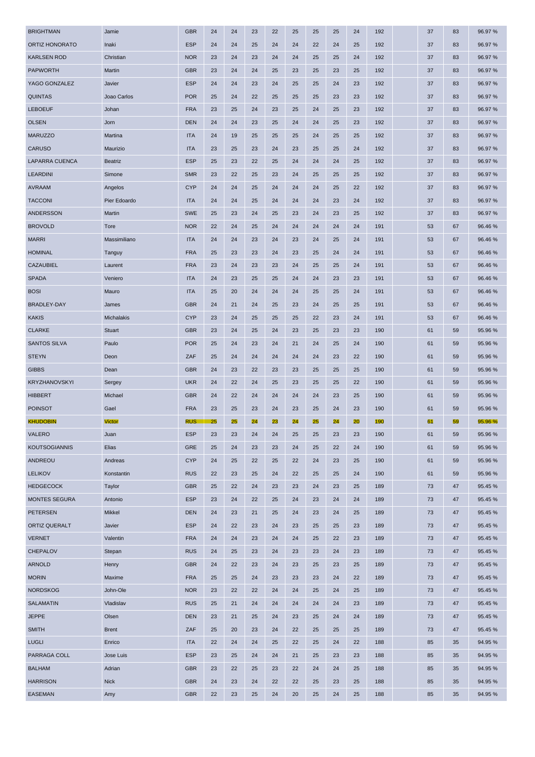| | | | | | | | | | | | | | | | |
|---|---|---|---|---|---|---|---|---|---|---|---|---|---|---|---|
| BRIGHTMAN | Jamie | GBR | 24 | 24 | 23 | 22 | 25 | 25 | 25 | 24 | 192 | | 37 | 83 | 96.97 % |
| ORTIZ HONORATO | Inaki | ESP | 24 | 24 | 25 | 24 | 24 | 22 | 24 | 25 | 192 | | 37 | 83 | 96.97 % |
| KARLSEN ROD | Christian | NOR | 23 | 24 | 23 | 24 | 24 | 25 | 25 | 24 | 192 | | 37 | 83 | 96.97 % |
| PAPWORTH | Martin | GBR | 23 | 24 | 24 | 25 | 23 | 25 | 23 | 25 | 192 | | 37 | 83 | 96.97 % |
| YAGO GONZALEZ | Javier | ESP | 24 | 24 | 23 | 24 | 25 | 25 | 24 | 23 | 192 | | 37 | 83 | 96.97 % |
| QUINTAS | Joao Carlos | POR | 25 | 24 | 22 | 25 | 25 | 25 | 23 | 23 | 192 | | 37 | 83 | 96.97 % |
| LEBOEUF | Johan | FRA | 23 | 25 | 24 | 23 | 25 | 24 | 25 | 23 | 192 | | 37 | 83 | 96.97 % |
| OLSEN | Jorn | DEN | 24 | 24 | 23 | 25 | 24 | 24 | 25 | 23 | 192 | | 37 | 83 | 96.97 % |
| MARUZZO | Martina | ITA | 24 | 19 | 25 | 25 | 25 | 24 | 25 | 25 | 192 | | 37 | 83 | 96.97 % |
| CARUSO | Maurizio | ITA | 23 | 25 | 23 | 24 | 23 | 25 | 25 | 24 | 192 | | 37 | 83 | 96.97 % |
| LAPARRA CUENCA | Beatriz | ESP | 25 | 23 | 22 | 25 | 24 | 24 | 24 | 25 | 192 | | 37 | 83 | 96.97 % |
| LEARDINI | Simone | SMR | 23 | 22 | 25 | 23 | 24 | 25 | 25 | 25 | 192 | | 37 | 83 | 96.97 % |
| AVRAAM | Angelos | CYP | 24 | 24 | 25 | 24 | 24 | 24 | 25 | 22 | 192 | | 37 | 83 | 96.97 % |
| TACCONI | Pier Edoardo | ITA | 24 | 24 | 25 | 24 | 24 | 24 | 23 | 24 | 192 | | 37 | 83 | 96.97 % |
| ANDERSSON | Martin | SWE | 25 | 23 | 24 | 25 | 23 | 24 | 23 | 25 | 192 | | 37 | 83 | 96.97 % |
| BROVOLD | Tore | NOR | 22 | 24 | 25 | 24 | 24 | 24 | 24 | 24 | 191 | | 53 | 67 | 96.46 % |
| MARRI | Massimiliano | ITA | 24 | 24 | 23 | 24 | 23 | 24 | 25 | 24 | 191 | | 53 | 67 | 96.46 % |
| HOMINAL | Tanguy | FRA | 25 | 23 | 23 | 24 | 23 | 25 | 24 | 24 | 191 | | 53 | 67 | 96.46 % |
| CAZAUBIEL | Laurent | FRA | 23 | 24 | 23 | 23 | 24 | 25 | 25 | 24 | 191 | | 53 | 67 | 96.46 % |
| SPADA | Veniero | ITA | 24 | 23 | 25 | 25 | 24 | 24 | 23 | 23 | 191 | | 53 | 67 | 96.46 % |
| BOSI | Mauro | ITA | 25 | 20 | 24 | 24 | 24 | 25 | 25 | 24 | 191 | | 53 | 67 | 96.46 % |
| BRADLEY-DAY | James | GBR | 24 | 21 | 24 | 25 | 23 | 24 | 25 | 25 | 191 | | 53 | 67 | 96.46 % |
| KAKIS | Michalakis | CYP | 23 | 24 | 25 | 25 | 25 | 22 | 23 | 24 | 191 | | 53 | 67 | 96.46 % |
| CLARKE | Stuart | GBR | 23 | 24 | 25 | 24 | 23 | 25 | 23 | 23 | 190 | | 61 | 59 | 95.96 % |
| SANTOS SILVA | Paulo | POR | 25 | 24 | 23 | 24 | 21 | 24 | 25 | 24 | 190 | | 61 | 59 | 95.96 % |
| STEYN | Deon | ZAF | 25 | 24 | 24 | 24 | 24 | 24 | 23 | 22 | 190 | | 61 | 59 | 95.96 % |
| GIBBS | Dean | GBR | 24 | 23 | 22 | 23 | 23 | 25 | 25 | 25 | 190 | | 61 | 59 | 95.96 % |
| KRYZHANOVSKYI | Sergey | UKR | 24 | 22 | 24 | 25 | 23 | 25 | 25 | 22 | 190 | | 61 | 59 | 95.96 % |
| HIBBERT | Michael | GBR | 24 | 22 | 24 | 24 | 24 | 24 | 23 | 25 | 190 | | 61 | 59 | 95.96 % |
| POINSOT | Gael | FRA | 23 | 25 | 23 | 24 | 23 | 25 | 24 | 23 | 190 | | 61 | 59 | 95.96 % |
| KHUDOBIN | Victor | RUS | 25 | 25 | 24 | 23 | 24 | 25 | 24 | 20 | 190 | | 61 | 59 | 95.96 % |
| VALERO | Juan | ESP | 23 | 23 | 24 | 24 | 25 | 25 | 23 | 23 | 190 | | 61 | 59 | 95.96 % |
| KOUTSOGIANNIS | Elias | GRE | 25 | 24 | 23 | 23 | 24 | 25 | 22 | 24 | 190 | | 61 | 59 | 95.96 % |
| ANDREOU | Andreas | CYP | 24 | 25 | 22 | 25 | 22 | 24 | 23 | 25 | 190 | | 61 | 59 | 95.96 % |
| LELIKOV | Konstantin | RUS | 22 | 23 | 25 | 24 | 22 | 25 | 25 | 24 | 190 | | 61 | 59 | 95.96 % |
| HEDGECOCK | Taylor | GBR | 25 | 22 | 24 | 23 | 23 | 24 | 23 | 25 | 189 | | 73 | 47 | 95.45 % |
| MONTES SEGURA | Antonio | ESP | 23 | 24 | 22 | 25 | 24 | 23 | 24 | 24 | 189 | | 73 | 47 | 95.45 % |
| PETERSEN | Mikkel | DEN | 24 | 23 | 21 | 25 | 24 | 23 | 24 | 25 | 189 | | 73 | 47 | 95.45 % |
| ORTIZ QUERALT | Javier | ESP | 24 | 22 | 23 | 24 | 23 | 25 | 25 | 23 | 189 | | 73 | 47 | 95.45 % |
| VERNET | Valentin | FRA | 24 | 24 | 23 | 24 | 24 | 25 | 22 | 23 | 189 | | 73 | 47 | 95.45 % |
| CHEPALOV | Stepan | RUS | 24 | 25 | 23 | 24 | 23 | 23 | 24 | 23 | 189 | | 73 | 47 | 95.45 % |
| ARNOLD | Henry | GBR | 24 | 22 | 23 | 24 | 23 | 25 | 23 | 25 | 189 | | 73 | 47 | 95.45 % |
| MORIN | Maxime | FRA | 25 | 25 | 24 | 23 | 23 | 23 | 24 | 22 | 189 | | 73 | 47 | 95.45 % |
| NORDSKOG | John-Ole | NOR | 23 | 22 | 22 | 24 | 24 | 25 | 24 | 25 | 189 | | 73 | 47 | 95.45 % |
| SALAMATIN | Vladislav | RUS | 25 | 21 | 24 | 24 | 24 | 24 | 24 | 23 | 189 | | 73 | 47 | 95.45 % |
| JEPPE | Olsen | DEN | 23 | 21 | 25 | 24 | 23 | 25 | 24 | 24 | 189 | | 73 | 47 | 95.45 % |
| SMITH | Brent | ZAF | 25 | 20 | 23 | 24 | 22 | 25 | 25 | 25 | 189 | | 73 | 47 | 95.45 % |
| LUGLI | Enrico | ITA | 22 | 24 | 24 | 25 | 22 | 25 | 24 | 22 | 188 | | 85 | 35 | 94.95 % |
| PARRAGA COLL | Jose Luis | ESP | 23 | 25 | 24 | 24 | 21 | 25 | 23 | 23 | 188 | | 85 | 35 | 94.95 % |
| BALHAM | Adrian | GBR | 23 | 22 | 25 | 23 | 22 | 24 | 24 | 25 | 188 | | 85 | 35 | 94.95 % |
| HARRISON | Nick | GBR | 24 | 23 | 24 | 22 | 22 | 25 | 23 | 25 | 188 | | 85 | 35 | 94.95 % |
| EASEMAN | Amy | GBR | 22 | 23 | 25 | 24 | 20 | 25 | 24 | 25 | 188 | | 85 | 35 | 94.95 % |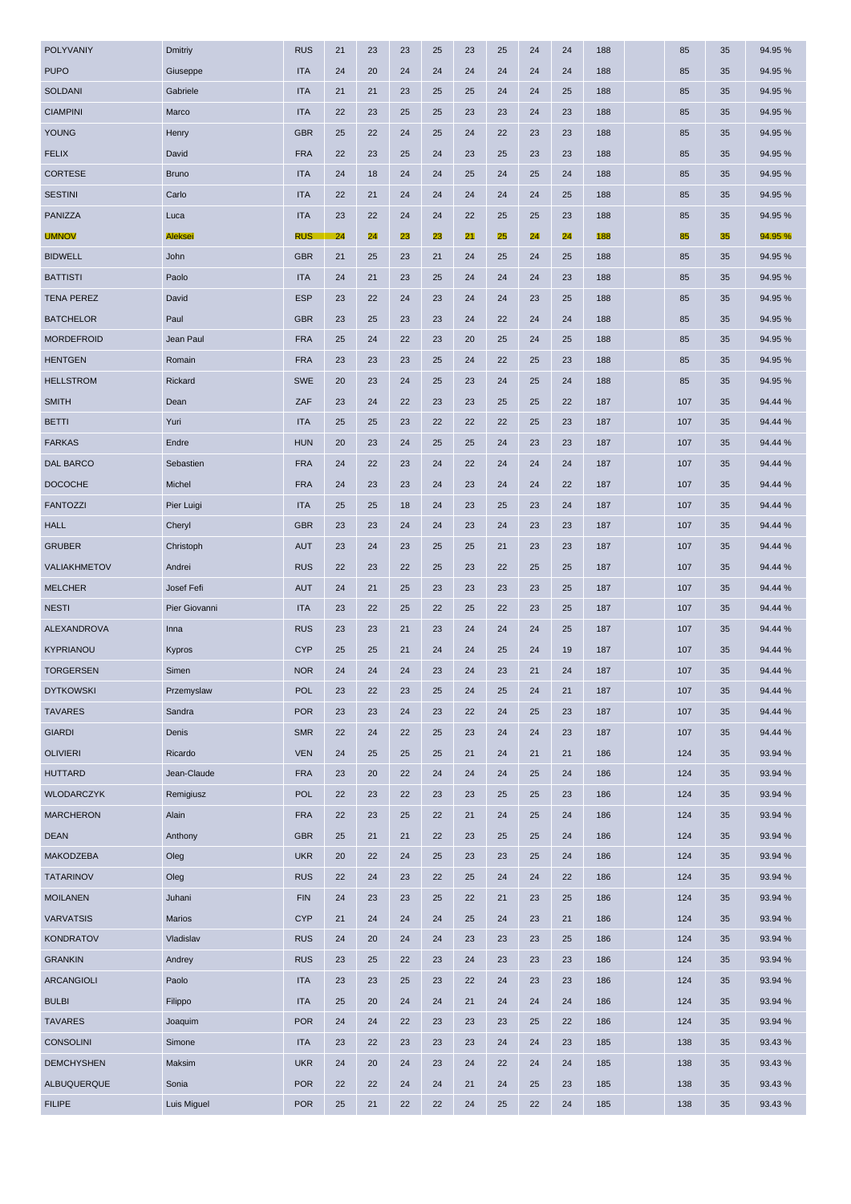| POLYVANIY | Dmitriy | RUS | 21 | 23 | 23 | 25 | 23 | 25 | 24 | 24 | 188 | | 85 | 35 | 94.95 % |
|---|---|---|---|---|---|---|---|---|---|---|---|---|---|---|---|
| PUPO | Giuseppe | ITA | 24 | 20 | 24 | 24 | 24 | 24 | 24 | 24 | 188 | | 85 | 35 | 94.95 % |
| SOLDANI | Gabriele | ITA | 21 | 21 | 23 | 25 | 25 | 24 | 24 | 25 | 188 | | 85 | 35 | 94.95 % |
| CIAMPINI | Marco | ITA | 22 | 23 | 25 | 25 | 23 | 23 | 24 | 23 | 188 | | 85 | 35 | 94.95 % |
| YOUNG | Henry | GBR | 25 | 22 | 24 | 25 | 24 | 22 | 23 | 23 | 188 | | 85 | 35 | 94.95 % |
| FELIX | David | FRA | 22 | 23 | 25 | 24 | 23 | 25 | 23 | 23 | 188 | | 85 | 35 | 94.95 % |
| CORTESE | Bruno | ITA | 24 | 18 | 24 | 24 | 25 | 24 | 25 | 24 | 188 | | 85 | 35 | 94.95 % |
| SESTINI | Carlo | ITA | 22 | 21 | 24 | 24 | 24 | 24 | 24 | 25 | 188 | | 85 | 35 | 94.95 % |
| PANIZZA | Luca | ITA | 23 | 22 | 24 | 24 | 22 | 25 | 25 | 23 | 188 | | 85 | 35 | 94.95 % |
| UMNOV | Aleksei | RUS | 24 | 24 | 23 | 23 | 21 | 25 | 24 | 24 | 188 | | 85 | 35 | 94.95 % |
| BIDWELL | John | GBR | 21 | 25 | 23 | 21 | 24 | 25 | 24 | 25 | 188 | | 85 | 35 | 94.95 % |
| BATTISTI | Paolo | ITA | 24 | 21 | 23 | 25 | 24 | 24 | 24 | 23 | 188 | | 85 | 35 | 94.95 % |
| TENA PEREZ | David | ESP | 23 | 22 | 24 | 23 | 24 | 24 | 23 | 25 | 188 | | 85 | 35 | 94.95 % |
| BATCHELOR | Paul | GBR | 23 | 25 | 23 | 23 | 24 | 22 | 24 | 24 | 188 | | 85 | 35 | 94.95 % |
| MORDEFROID | Jean Paul | FRA | 25 | 24 | 22 | 23 | 20 | 25 | 24 | 25 | 188 | | 85 | 35 | 94.95 % |
| HENTGEN | Romain | FRA | 23 | 23 | 23 | 25 | 24 | 22 | 25 | 23 | 188 | | 85 | 35 | 94.95 % |
| HELLSTROM | Rickard | SWE | 20 | 23 | 24 | 25 | 23 | 24 | 25 | 24 | 188 | | 85 | 35 | 94.95 % |
| SMITH | Dean | ZAF | 23 | 24 | 22 | 23 | 23 | 25 | 25 | 22 | 187 | | 107 | 35 | 94.44 % |
| BETTI | Yuri | ITA | 25 | 25 | 23 | 22 | 22 | 22 | 25 | 23 | 187 | | 107 | 35 | 94.44 % |
| FARKAS | Endre | HUN | 20 | 23 | 24 | 25 | 25 | 24 | 23 | 23 | 187 | | 107 | 35 | 94.44 % |
| DAL BARCO | Sebastien | FRA | 24 | 22 | 23 | 24 | 22 | 24 | 24 | 24 | 187 | | 107 | 35 | 94.44 % |
| DOCOCHE | Michel | FRA | 24 | 23 | 23 | 24 | 23 | 24 | 24 | 22 | 187 | | 107 | 35 | 94.44 % |
| FANTOZZI | Pier Luigi | ITA | 25 | 25 | 18 | 24 | 23 | 25 | 23 | 24 | 187 | | 107 | 35 | 94.44 % |
| HALL | Cheryl | GBR | 23 | 23 | 24 | 24 | 23 | 24 | 23 | 23 | 187 | | 107 | 35 | 94.44 % |
| GRUBER | Christoph | AUT | 23 | 24 | 23 | 25 | 25 | 21 | 23 | 23 | 187 | | 107 | 35 | 94.44 % |
| VALIAKHMETOV | Andrei | RUS | 22 | 23 | 22 | 25 | 23 | 22 | 25 | 25 | 187 | | 107 | 35 | 94.44 % |
| MELCHER | Josef Fefi | AUT | 24 | 21 | 25 | 23 | 23 | 23 | 23 | 25 | 187 | | 107 | 35 | 94.44 % |
| NESTI | Pier Giovanni | ITA | 23 | 22 | 25 | 22 | 25 | 22 | 23 | 25 | 187 | | 107 | 35 | 94.44 % |
| ALEXANDROVA | Inna | RUS | 23 | 23 | 21 | 23 | 24 | 24 | 24 | 25 | 187 | | 107 | 35 | 94.44 % |
| KYPRIANOU | Kypros | CYP | 25 | 25 | 21 | 24 | 24 | 25 | 24 | 19 | 187 | | 107 | 35 | 94.44 % |
| TORGERSEN | Simen | NOR | 24 | 24 | 24 | 23 | 24 | 23 | 21 | 24 | 187 | | 107 | 35 | 94.44 % |
| DYTKOWSKI | Przemyslaw | POL | 23 | 22 | 23 | 25 | 24 | 25 | 24 | 21 | 187 | | 107 | 35 | 94.44 % |
| TAVARES | Sandra | POR | 23 | 23 | 24 | 23 | 22 | 24 | 25 | 23 | 187 | | 107 | 35 | 94.44 % |
| GIARDI | Denis | SMR | 22 | 24 | 22 | 25 | 23 | 24 | 24 | 23 | 187 | | 107 | 35 | 94.44 % |
| OLIVIERI | Ricardo | VEN | 24 | 25 | 25 | 25 | 21 | 24 | 21 | 21 | 186 | | 124 | 35 | 93.94 % |
| HUTTARD | Jean-Claude | FRA | 23 | 20 | 22 | 24 | 24 | 24 | 25 | 24 | 186 | | 124 | 35 | 93.94 % |
| WLODARCZYK | Remigiusz | POL | 22 | 23 | 22 | 23 | 23 | 25 | 25 | 23 | 186 | | 124 | 35 | 93.94 % |
| MARCHERON | Alain | FRA | 22 | 23 | 25 | 22 | 21 | 24 | 25 | 24 | 186 | | 124 | 35 | 93.94 % |
| DEAN | Anthony | GBR | 25 | 21 | 21 | 22 | 23 | 25 | 25 | 24 | 186 | | 124 | 35 | 93.94 % |
| MAKODZEBA | Oleg | UKR | 20 | 22 | 24 | 25 | 23 | 23 | 25 | 24 | 186 | | 124 | 35 | 93.94 % |
| TATARINOV | Oleg | RUS | 22 | 24 | 23 | 22 | 25 | 24 | 24 | 22 | 186 | | 124 | 35 | 93.94 % |
| MOILANEN | Juhani | FIN | 24 | 23 | 23 | 25 | 22 | 21 | 23 | 25 | 186 | | 124 | 35 | 93.94 % |
| VARVATSIS | Marios | CYP | 21 | 24 | 24 | 24 | 25 | 24 | 23 | 21 | 186 | | 124 | 35 | 93.94 % |
| KONDRATOV | Vladislav | RUS | 24 | 20 | 24 | 24 | 23 | 23 | 23 | 25 | 186 | | 124 | 35 | 93.94 % |
| GRANKIN | Andrey | RUS | 23 | 25 | 22 | 23 | 24 | 23 | 23 | 23 | 186 | | 124 | 35 | 93.94 % |
| ARCANGIOLI | Paolo | ITA | 23 | 23 | 25 | 23 | 22 | 24 | 23 | 23 | 186 | | 124 | 35 | 93.94 % |
| BULBI | Filippo | ITA | 25 | 20 | 24 | 24 | 21 | 24 | 24 | 24 | 186 | | 124 | 35 | 93.94 % |
| TAVARES | Joaquim | POR | 24 | 24 | 22 | 23 | 23 | 23 | 25 | 22 | 186 | | 124 | 35 | 93.94 % |
| CONSOLINI | Simone | ITA | 23 | 22 | 23 | 23 | 23 | 24 | 24 | 23 | 185 | | 138 | 35 | 93.43 % |
| DEMCHYSHEN | Maksim | UKR | 24 | 20 | 24 | 23 | 24 | 22 | 24 | 24 | 185 | | 138 | 35 | 93.43 % |
| ALBUQUERQUE | Sonia | POR | 22 | 22 | 24 | 24 | 21 | 24 | 25 | 23 | 185 | | 138 | 35 | 93.43 % |
| FILIPE | Luis Miguel | POR | 25 | 21 | 22 | 22 | 24 | 25 | 22 | 24 | 185 | | 138 | 35 | 93.43 % |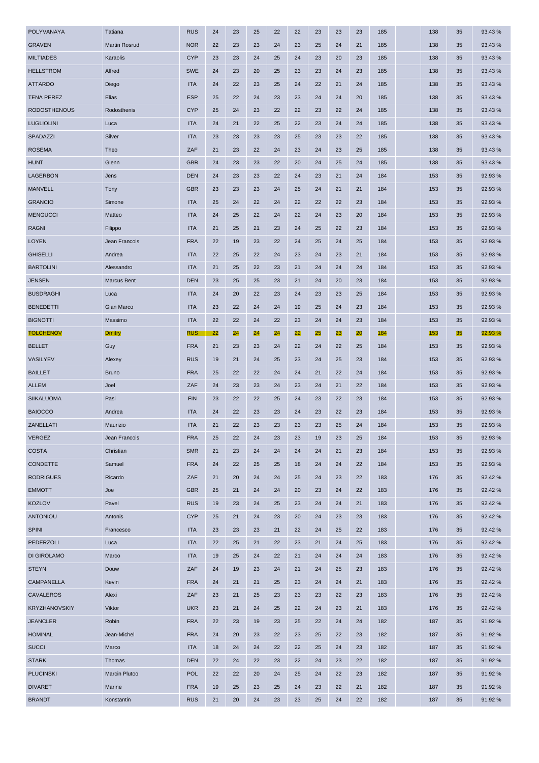| | | | | | | | | | | | | | | | |
|---|---|---|---|---|---|---|---|---|---|---|---|---|---|---|---|
| POLYVANAYA | Tatiana | RUS | 24 | 23 | 25 | 22 | 22 | 23 | 23 | 23 | 185 | | 138 | 35 | 93.43 % |
| GRAVEN | Martin Rosrud | NOR | 22 | 23 | 23 | 24 | 23 | 25 | 24 | 21 | 185 | | 138 | 35 | 93.43 % |
| MILTIADES | Karaolis | CYP | 23 | 23 | 24 | 25 | 24 | 23 | 20 | 23 | 185 | | 138 | 35 | 93.43 % |
| HELLSTROM | Alfred | SWE | 24 | 23 | 20 | 25 | 23 | 23 | 24 | 23 | 185 | | 138 | 35 | 93.43 % |
| ATTARDO | Diego | ITA | 24 | 22 | 23 | 25 | 24 | 22 | 21 | 24 | 185 | | 138 | 35 | 93.43 % |
| TENA PEREZ | Elias | ESP | 25 | 22 | 24 | 23 | 23 | 24 | 24 | 20 | 185 | | 138 | 35 | 93.43 % |
| RODOSTHENOUS | Rodosthenis | CYP | 25 | 24 | 23 | 22 | 22 | 23 | 22 | 24 | 185 | | 138 | 35 | 93.43 % |
| LUGLIOLINI | Luca | ITA | 24 | 21 | 22 | 25 | 22 | 23 | 24 | 24 | 185 | | 138 | 35 | 93.43 % |
| SPADAZZI | Silver | ITA | 23 | 23 | 23 | 23 | 25 | 23 | 23 | 22 | 185 | | 138 | 35 | 93.43 % |
| ROSEMA | Theo | ZAF | 21 | 23 | 22 | 24 | 23 | 24 | 23 | 25 | 185 | | 138 | 35 | 93.43 % |
| HUNT | Glenn | GBR | 24 | 23 | 23 | 22 | 20 | 24 | 25 | 24 | 185 | | 138 | 35 | 93.43 % |
| LAGERBON | Jens | DEN | 24 | 23 | 23 | 22 | 24 | 23 | 21 | 24 | 184 | | 153 | 35 | 92.93 % |
| MANVELL | Tony | GBR | 23 | 23 | 23 | 24 | 25 | 24 | 21 | 21 | 184 | | 153 | 35 | 92.93 % |
| GRANCIO | Simone | ITA | 25 | 24 | 22 | 24 | 22 | 22 | 22 | 23 | 184 | | 153 | 35 | 92.93 % |
| MENGUCCI | Matteo | ITA | 24 | 25 | 22 | 24 | 22 | 24 | 23 | 20 | 184 | | 153 | 35 | 92.93 % |
| RAGNI | Filippo | ITA | 21 | 25 | 21 | 23 | 24 | 25 | 22 | 23 | 184 | | 153 | 35 | 92.93 % |
| LOYEN | Jean Francois | FRA | 22 | 19 | 23 | 22 | 24 | 25 | 24 | 25 | 184 | | 153 | 35 | 92.93 % |
| GHISELLI | Andrea | ITA | 22 | 25 | 22 | 24 | 23 | 24 | 23 | 21 | 184 | | 153 | 35 | 92.93 % |
| BARTOLINI | Alessandro | ITA | 21 | 25 | 22 | 23 | 21 | 24 | 24 | 24 | 184 | | 153 | 35 | 92.93 % |
| JENSEN | Marcus Bent | DEN | 23 | 25 | 25 | 23 | 21 | 24 | 20 | 23 | 184 | | 153 | 35 | 92.93 % |
| BUSDRAGHI | Luca | ITA | 24 | 20 | 22 | 23 | 24 | 23 | 23 | 25 | 184 | | 153 | 35 | 92.93 % |
| BENEDETTI | Gian Marco | ITA | 23 | 22 | 24 | 24 | 19 | 25 | 24 | 23 | 184 | | 153 | 35 | 92.93 % |
| BIGNOTTI | Massimo | ITA | 22 | 22 | 24 | 22 | 23 | 24 | 24 | 23 | 184 | | 153 | 35 | 92.93 % |
| TOLCHENOV | Dmitry | RUS | 22 | 24 | 24 | 24 | 22 | 25 | 23 | 20 | 184 | | 153 | 35 | 92.93 % |
| BELLET | Guy | FRA | 21 | 23 | 23 | 24 | 22 | 24 | 22 | 25 | 184 | | 153 | 35 | 92.93 % |
| VASILYEV | Alexey | RUS | 19 | 21 | 24 | 25 | 23 | 24 | 25 | 23 | 184 | | 153 | 35 | 92.93 % |
| BAILLET | Bruno | FRA | 25 | 22 | 22 | 24 | 24 | 21 | 22 | 24 | 184 | | 153 | 35 | 92.93 % |
| ALLEM | Joel | ZAF | 24 | 23 | 23 | 24 | 23 | 24 | 21 | 22 | 184 | | 153 | 35 | 92.93 % |
| SIIKALUOMA | Pasi | FIN | 23 | 22 | 22 | 25 | 24 | 23 | 22 | 23 | 184 | | 153 | 35 | 92.93 % |
| BAIOCCO | Andrea | ITA | 24 | 22 | 23 | 23 | 24 | 23 | 22 | 23 | 184 | | 153 | 35 | 92.93 % |
| ZANELLATI | Maurizio | ITA | 21 | 22 | 23 | 23 | 23 | 23 | 25 | 24 | 184 | | 153 | 35 | 92.93 % |
| VERGEZ | Jean Francois | FRA | 25 | 22 | 24 | 23 | 23 | 19 | 23 | 25 | 184 | | 153 | 35 | 92.93 % |
| COSTA | Christian | SMR | 21 | 23 | 24 | 24 | 24 | 24 | 21 | 23 | 184 | | 153 | 35 | 92.93 % |
| CONDETTE | Samuel | FRA | 24 | 22 | 25 | 25 | 18 | 24 | 24 | 22 | 184 | | 153 | 35 | 92.93 % |
| RODRIGUES | Ricardo | ZAF | 21 | 20 | 24 | 24 | 25 | 24 | 23 | 22 | 183 | | 176 | 35 | 92.42 % |
| EMMOTT | Joe | GBR | 25 | 21 | 24 | 24 | 20 | 23 | 24 | 22 | 183 | | 176 | 35 | 92.42 % |
| KOZLOV | Pavel | RUS | 19 | 23 | 24 | 25 | 23 | 24 | 24 | 21 | 183 | | 176 | 35 | 92.42 % |
| ANTONIOU | Antonis | CYP | 25 | 21 | 24 | 23 | 20 | 24 | 23 | 23 | 183 | | 176 | 35 | 92.42 % |
| SPINI | Francesco | ITA | 23 | 23 | 23 | 21 | 22 | 24 | 25 | 22 | 183 | | 176 | 35 | 92.42 % |
| PEDERZOLI | Luca | ITA | 22 | 25 | 21 | 22 | 23 | 21 | 24 | 25 | 183 | | 176 | 35 | 92.42 % |
| DI GIROLAMO | Marco | ITA | 19 | 25 | 24 | 22 | 21 | 24 | 24 | 24 | 183 | | 176 | 35 | 92.42 % |
| STEYN | Douw | ZAF | 24 | 19 | 23 | 24 | 21 | 24 | 25 | 23 | 183 | | 176 | 35 | 92.42 % |
| CAMPANELLA | Kevin | FRA | 24 | 21 | 21 | 25 | 23 | 24 | 24 | 21 | 183 | | 176 | 35 | 92.42 % |
| CAVALEROS | Alexi | ZAF | 23 | 21 | 25 | 23 | 23 | 23 | 22 | 23 | 183 | | 176 | 35 | 92.42 % |
| KRYZHANOVSKIY | Viktor | UKR | 23 | 21 | 24 | 25 | 22 | 24 | 23 | 21 | 183 | | 176 | 35 | 92.42 % |
| JEANCLER | Robin | FRA | 22 | 23 | 19 | 23 | 25 | 22 | 24 | 24 | 182 | | 187 | 35 | 91.92 % |
| HOMINAL | Jean-Michel | FRA | 24 | 20 | 23 | 22 | 23 | 25 | 22 | 23 | 182 | | 187 | 35 | 91.92 % |
| SUCCI | Marco | ITA | 18 | 24 | 24 | 22 | 22 | 25 | 24 | 23 | 182 | | 187 | 35 | 91.92 % |
| STARK | Thomas | DEN | 22 | 24 | 22 | 23 | 22 | 24 | 23 | 22 | 182 | | 187 | 35 | 91.92 % |
| PLUCINSKI | Marcin Plutoo | POL | 22 | 22 | 20 | 24 | 25 | 24 | 22 | 23 | 182 | | 187 | 35 | 91.92 % |
| DIVARET | Marine | FRA | 19 | 25 | 23 | 25 | 24 | 23 | 22 | 21 | 182 | | 187 | 35 | 91.92 % |
| BRANDT | Konstantin | RUS | 21 | 20 | 24 | 23 | 23 | 25 | 24 | 22 | 182 | | 187 | 35 | 91.92 % |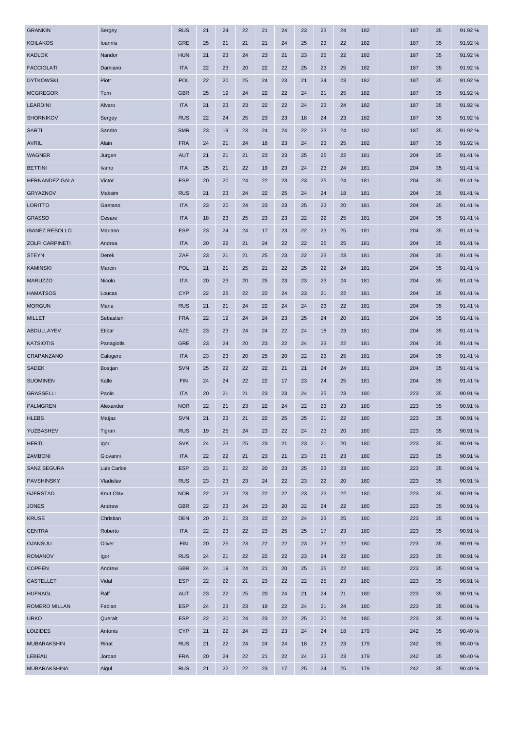| GRANKIN | Sergey | RUS | 21 | 24 | 22 | 21 | 24 | 23 | 23 | 24 | 182 | | 187 | 35 | 91.92 % |
|---|---|---|---|---|---|---|---|---|---|---|---|---|---|---|---|
| KOILAKOS | Ioannis | GRE | 25 | 21 | 21 | 21 | 24 | 25 | 23 | 22 | 182 | | 187 | 35 | 91.92 % |
| KADLOK | Nandor | HUN | 21 | 23 | 24 | 23 | 21 | 23 | 25 | 22 | 182 | | 187 | 35 | 91.92 % |
| FACCIOLATI | Damiano | ITA | 22 | 23 | 20 | 22 | 22 | 25 | 23 | 25 | 182 | | 187 | 35 | 91.92 % |
| DYTKOWSKI | Piotr | POL | 22 | 20 | 25 | 24 | 23 | 21 | 24 | 23 | 182 | | 187 | 35 | 91.92 % |
| MCGREGOR | Tom | GBR | 25 | 19 | 24 | 22 | 22 | 24 | 21 | 25 | 182 | | 187 | 35 | 91.92 % |
| LEARDINI | Alvaro | ITA | 21 | 23 | 23 | 22 | 22 | 24 | 23 | 24 | 182 | | 187 | 35 | 91.92 % |
| SHORNIKOV | Sergey | RUS | 22 | 24 | 25 | 23 | 23 | 18 | 24 | 23 | 182 | | 187 | 35 | 91.92 % |
| SARTI | Sandro | SMR | 23 | 19 | 23 | 24 | 24 | 22 | 23 | 24 | 182 | | 187 | 35 | 91.92 % |
| AVRIL | Alain | FRA | 24 | 21 | 24 | 18 | 23 | 24 | 23 | 25 | 182 | | 187 | 35 | 91.92 % |
| WAGNER | Jurgen | AUT | 21 | 21 | 21 | 23 | 23 | 25 | 25 | 22 | 181 | | 204 | 35 | 91.41 % |
| BETTINI | Ivano | ITA | 25 | 21 | 22 | 19 | 23 | 24 | 23 | 24 | 181 | | 204 | 35 | 91.41 % |
| HERNANDEZ GALA | Victor | ESP | 20 | 20 | 24 | 22 | 23 | 23 | 25 | 24 | 181 | | 204 | 35 | 91.41 % |
| GRYAZNOV | Maksim | RUS | 21 | 23 | 24 | 22 | 25 | 24 | 24 | 18 | 181 | | 204 | 35 | 91.41 % |
| LORITTO | Gaetano | ITA | 23 | 20 | 24 | 23 | 23 | 25 | 23 | 20 | 181 | | 204 | 35 | 91.41 % |
| GRASSO | Cesare | ITA | 18 | 23 | 25 | 23 | 23 | 22 | 22 | 25 | 181 | | 204 | 35 | 91.41 % |
| IBANEZ REBOLLO | Mariano | ESP | 23 | 24 | 24 | 17 | 23 | 22 | 23 | 25 | 181 | | 204 | 35 | 91.41 % |
| ZOLFI CARPINETI | Andrea | ITA | 20 | 22 | 21 | 24 | 22 | 22 | 25 | 25 | 181 | | 204 | 35 | 91.41 % |
| STEYN | Derek | ZAF | 23 | 21 | 21 | 25 | 23 | 22 | 23 | 23 | 181 | | 204 | 35 | 91.41 % |
| KAMINSKI | Marcin | POL | 21 | 21 | 25 | 21 | 22 | 25 | 22 | 24 | 181 | | 204 | 35 | 91.41 % |
| MARUZZO | Nicolo | ITA | 20 | 23 | 20 | 25 | 23 | 23 | 23 | 24 | 181 | | 204 | 35 | 91.41 % |
| HAMATSOS | Loucas | CYP | 22 | 25 | 22 | 22 | 24 | 23 | 21 | 22 | 181 | | 204 | 35 | 91.41 % |
| MORGUN | Maria | RUS | 21 | 21 | 24 | 22 | 24 | 24 | 23 | 22 | 181 | | 204 | 35 | 91.41 % |
| MILLET | Sebastien | FRA | 22 | 19 | 24 | 24 | 23 | 25 | 24 | 20 | 181 | | 204 | 35 | 91.41 % |
| ABDULLAYEV | Etibar | AZE | 23 | 23 | 24 | 24 | 22 | 24 | 18 | 23 | 181 | | 204 | 35 | 91.41 % |
| KATSIOTIS | Panagiotis | GRE | 23 | 24 | 20 | 23 | 22 | 24 | 23 | 22 | 181 | | 204 | 35 | 91.41 % |
| CRAPANZANO | Calogero | ITA | 23 | 23 | 20 | 25 | 20 | 22 | 23 | 25 | 181 | | 204 | 35 | 91.41 % |
| SADEK | Bostjan | SVN | 25 | 22 | 22 | 22 | 21 | 21 | 24 | 24 | 181 | | 204 | 35 | 91.41 % |
| SUOMINEN | Kalle | FIN | 24 | 24 | 22 | 22 | 17 | 23 | 24 | 25 | 181 | | 204 | 35 | 91.41 % |
| GRASSELLI | Paolo | ITA | 20 | 21 | 21 | 23 | 23 | 24 | 25 | 23 | 180 | | 223 | 35 | 90.91 % |
| PALMGREN | Alexander | NOR | 22 | 21 | 23 | 22 | 24 | 22 | 23 | 23 | 180 | | 223 | 35 | 90.91 % |
| HLEBS | Matjaz | SVN | 21 | 23 | 21 | 22 | 25 | 25 | 21 | 22 | 180 | | 223 | 35 | 90.91 % |
| YUZBASHEV | Tigran | RUS | 19 | 25 | 24 | 23 | 22 | 24 | 23 | 20 | 180 | | 223 | 35 | 90.91 % |
| HERTL | Igor | SVK | 24 | 23 | 25 | 23 | 21 | 23 | 21 | 20 | 180 | | 223 | 35 | 90.91 % |
| ZAMBONI | Giovanni | ITA | 22 | 22 | 21 | 23 | 21 | 23 | 25 | 23 | 180 | | 223 | 35 | 90.91 % |
| SANZ SEGURA | Luis Carlos | ESP | 23 | 21 | 22 | 20 | 23 | 25 | 23 | 23 | 180 | | 223 | 35 | 90.91 % |
| PAVSHINSKY | Vladislav | RUS | 23 | 23 | 23 | 24 | 22 | 23 | 22 | 20 | 180 | | 223 | 35 | 90.91 % |
| GJERSTAD | Knut Olav | NOR | 22 | 23 | 23 | 22 | 22 | 23 | 23 | 22 | 180 | | 223 | 35 | 90.91 % |
| JONES | Andrew | GBR | 22 | 23 | 24 | 23 | 20 | 22 | 24 | 22 | 180 | | 223 | 35 | 90.91 % |
| KRUSE | Christian | DEN | 20 | 21 | 23 | 22 | 22 | 24 | 23 | 25 | 180 | | 223 | 35 | 90.91 % |
| CENTRA | Roberto | ITA | 22 | 23 | 22 | 23 | 25 | 25 | 17 | 23 | 180 | | 223 | 35 | 90.91 % |
| OJANSUU | Oliver | FIN | 20 | 25 | 23 | 22 | 22 | 23 | 23 | 22 | 180 | | 223 | 35 | 90.91 % |
| ROMANOV | Igor | RUS | 24 | 21 | 22 | 22 | 22 | 23 | 24 | 22 | 180 | | 223 | 35 | 90.91 % |
| COPPEN | Andrew | GBR | 24 | 19 | 24 | 21 | 20 | 25 | 25 | 22 | 180 | | 223 | 35 | 90.91 % |
| CASTELLET | Vidal | ESP | 22 | 22 | 21 | 23 | 22 | 22 | 25 | 23 | 180 | | 223 | 35 | 90.91 % |
| HUFNAGL | Ralf | AUT | 23 | 22 | 25 | 20 | 24 | 21 | 24 | 21 | 180 | | 223 | 35 | 90.91 % |
| ROMERO MILLAN | Fabian | ESP | 24 | 23 | 23 | 19 | 22 | 24 | 21 | 24 | 180 | | 223 | 35 | 90.91 % |
| URKO | Queralt | ESP | 22 | 20 | 24 | 23 | 22 | 25 | 20 | 24 | 180 | | 223 | 35 | 90.91 % |
| LOIZIDES | Antonis | CYP | 21 | 22 | 24 | 23 | 23 | 24 | 24 | 18 | 179 | | 242 | 35 | 90.40 % |
| MUBARAKSHIN | Rinat | RUS | 21 | 22 | 24 | 24 | 24 | 18 | 23 | 23 | 179 | | 242 | 35 | 90.40 % |
| LEBEAU | Jordan | FRA | 20 | 24 | 22 | 21 | 22 | 24 | 23 | 23 | 179 | | 242 | 35 | 90.40 % |
| MUBARAKSHINA | Aigul | RUS | 21 | 22 | 22 | 23 | 17 | 25 | 24 | 25 | 179 | | 242 | 35 | 90.40 % |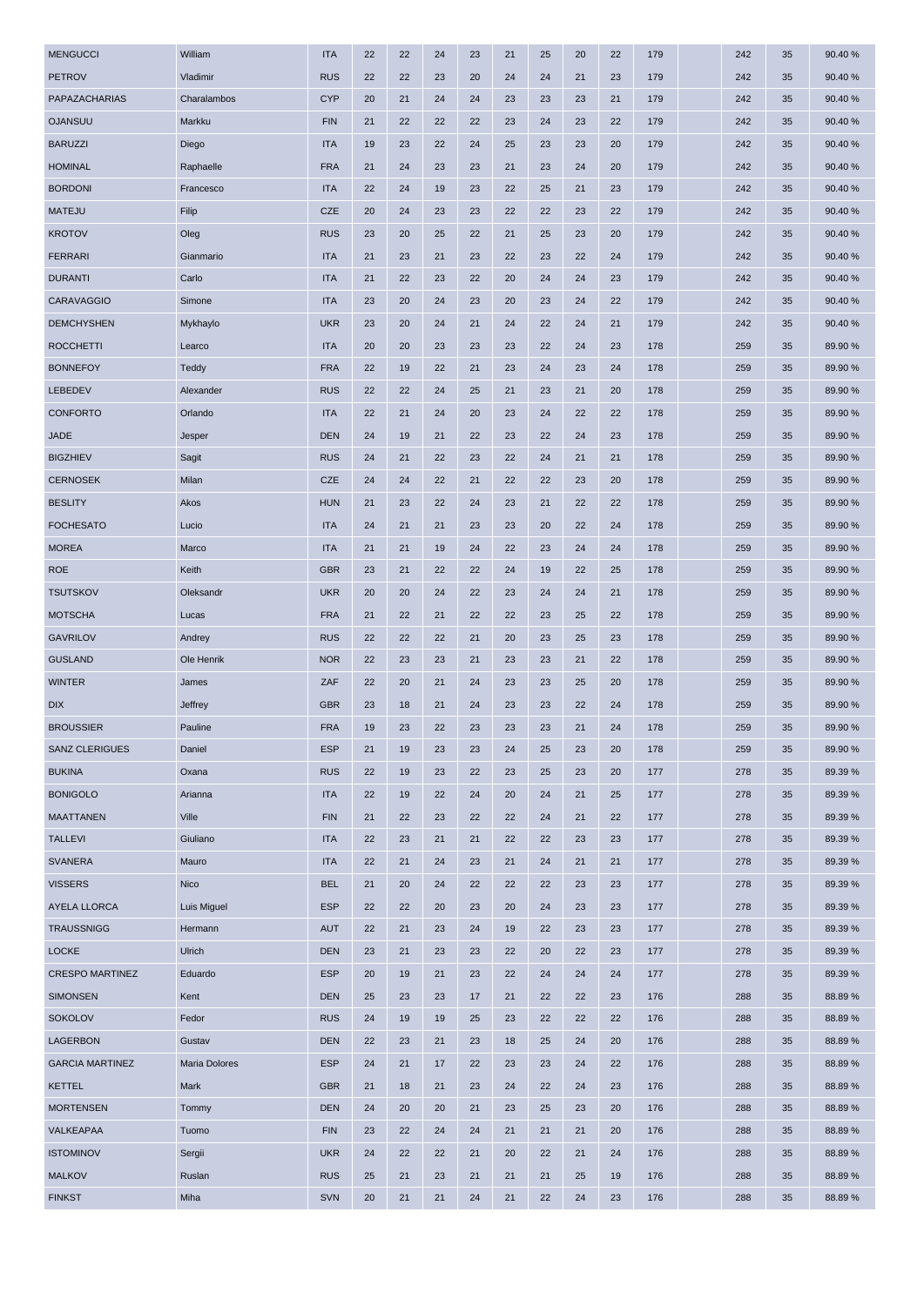| | | | | | | | | | | | | | | | |
|---|---|---|---|---|---|---|---|---|---|---|---|---|---|---|---|
| MENGUCCI | William | ITA | 22 | 22 | 24 | 23 | 21 | 25 | 20 | 22 | 179 | | 242 | 35 | 90.40 % |
| PETROV | Vladimir | RUS | 22 | 22 | 23 | 20 | 24 | 24 | 21 | 23 | 179 | | 242 | 35 | 90.40 % |
| PAPAZACHARIAS | Charalambos | CYP | 20 | 21 | 24 | 24 | 23 | 23 | 23 | 21 | 179 | | 242 | 35 | 90.40 % |
| OJANSUU | Markku | FIN | 21 | 22 | 22 | 22 | 23 | 24 | 23 | 22 | 179 | | 242 | 35 | 90.40 % |
| BARUZZI | Diego | ITA | 19 | 23 | 22 | 24 | 25 | 23 | 23 | 20 | 179 | | 242 | 35 | 90.40 % |
| HOMINAL | Raphaelle | FRA | 21 | 24 | 23 | 23 | 21 | 23 | 24 | 20 | 179 | | 242 | 35 | 90.40 % |
| BORDONI | Francesco | ITA | 22 | 24 | 19 | 23 | 22 | 25 | 21 | 23 | 179 | | 242 | 35 | 90.40 % |
| MATEJU | Filip | CZE | 20 | 24 | 23 | 23 | 22 | 22 | 23 | 22 | 179 | | 242 | 35 | 90.40 % |
| KROTOV | Oleg | RUS | 23 | 20 | 25 | 22 | 21 | 25 | 23 | 20 | 179 | | 242 | 35 | 90.40 % |
| FERRARI | Gianmario | ITA | 21 | 23 | 21 | 23 | 22 | 23 | 22 | 24 | 179 | | 242 | 35 | 90.40 % |
| DURANTI | Carlo | ITA | 21 | 22 | 23 | 22 | 20 | 24 | 24 | 23 | 179 | | 242 | 35 | 90.40 % |
| CARAVAGGIO | Simone | ITA | 23 | 20 | 24 | 23 | 20 | 23 | 24 | 22 | 179 | | 242 | 35 | 90.40 % |
| DEMCHYSHEN | Mykhaylo | UKR | 23 | 20 | 24 | 21 | 24 | 22 | 24 | 21 | 179 | | 242 | 35 | 90.40 % |
| ROCCHETTI | Learco | ITA | 20 | 20 | 23 | 23 | 23 | 22 | 24 | 23 | 178 | | 259 | 35 | 89.90 % |
| BONNEFOY | Teddy | FRA | 22 | 19 | 22 | 21 | 23 | 24 | 23 | 24 | 178 | | 259 | 35 | 89.90 % |
| LEBEDEV | Alexander | RUS | 22 | 22 | 24 | 25 | 21 | 23 | 21 | 20 | 178 | | 259 | 35 | 89.90 % |
| CONFORTO | Orlando | ITA | 22 | 21 | 24 | 20 | 23 | 24 | 22 | 22 | 178 | | 259 | 35 | 89.90 % |
| JADE | Jesper | DEN | 24 | 19 | 21 | 22 | 23 | 22 | 24 | 23 | 178 | | 259 | 35 | 89.90 % |
| BIGZHIEV | Sagit | RUS | 24 | 21 | 22 | 23 | 22 | 24 | 21 | 21 | 178 | | 259 | 35 | 89.90 % |
| CERNOSEK | Milan | CZE | 24 | 24 | 22 | 21 | 22 | 22 | 23 | 20 | 178 | | 259 | 35 | 89.90 % |
| BESLITY | Akos | HUN | 21 | 23 | 22 | 24 | 23 | 21 | 22 | 22 | 178 | | 259 | 35 | 89.90 % |
| FOCHESATO | Lucio | ITA | 24 | 21 | 21 | 23 | 23 | 20 | 22 | 24 | 178 | | 259 | 35 | 89.90 % |
| MOREA | Marco | ITA | 21 | 21 | 19 | 24 | 22 | 23 | 24 | 24 | 178 | | 259 | 35 | 89.90 % |
| ROE | Keith | GBR | 23 | 21 | 22 | 22 | 24 | 19 | 22 | 25 | 178 | | 259 | 35 | 89.90 % |
| TSUTSKOV | Oleksandr | UKR | 20 | 20 | 24 | 22 | 23 | 24 | 24 | 21 | 178 | | 259 | 35 | 89.90 % |
| MOTSCHA | Lucas | FRA | 21 | 22 | 21 | 22 | 22 | 23 | 25 | 22 | 178 | | 259 | 35 | 89.90 % |
| GAVRILOV | Andrey | RUS | 22 | 22 | 22 | 21 | 20 | 23 | 25 | 23 | 178 | | 259 | 35 | 89.90 % |
| GUSLAND | Ole Henrik | NOR | 22 | 23 | 23 | 21 | 23 | 23 | 21 | 22 | 178 | | 259 | 35 | 89.90 % |
| WINTER | James | ZAF | 22 | 20 | 21 | 24 | 23 | 23 | 25 | 20 | 178 | | 259 | 35 | 89.90 % |
| DIX | Jeffrey | GBR | 23 | 18 | 21 | 24 | 23 | 23 | 22 | 24 | 178 | | 259 | 35 | 89.90 % |
| BROUSSIER | Pauline | FRA | 19 | 23 | 22 | 23 | 23 | 23 | 21 | 24 | 178 | | 259 | 35 | 89.90 % |
| SANZ CLERIGUES | Daniel | ESP | 21 | 19 | 23 | 23 | 24 | 25 | 23 | 20 | 178 | | 259 | 35 | 89.90 % |
| BUKINA | Oxana | RUS | 22 | 19 | 23 | 22 | 23 | 25 | 23 | 20 | 177 | | 278 | 35 | 89.39 % |
| BONIGOLO | Arianna | ITA | 22 | 19 | 22 | 24 | 20 | 24 | 21 | 25 | 177 | | 278 | 35 | 89.39 % |
| MAATTANEN | Ville | FIN | 21 | 22 | 23 | 22 | 22 | 24 | 21 | 22 | 177 | | 278 | 35 | 89.39 % |
| TALLEVI | Giuliano | ITA | 22 | 23 | 21 | 21 | 22 | 22 | 23 | 23 | 177 | | 278 | 35 | 89.39 % |
| SVANERA | Mauro | ITA | 22 | 21 | 24 | 23 | 21 | 24 | 21 | 21 | 177 | | 278 | 35 | 89.39 % |
| VISSERS | Nico | BEL | 21 | 20 | 24 | 22 | 22 | 22 | 23 | 23 | 177 | | 278 | 35 | 89.39 % |
| AYELA LLORCA | Luis Miguel | ESP | 22 | 22 | 20 | 23 | 20 | 24 | 23 | 23 | 177 | | 278 | 35 | 89.39 % |
| TRAUSSNIGG | Hermann | AUT | 22 | 21 | 23 | 24 | 19 | 22 | 23 | 23 | 177 | | 278 | 35 | 89.39 % |
| LOCKE | Ulrich | DEN | 23 | 21 | 23 | 23 | 22 | 20 | 22 | 23 | 177 | | 278 | 35 | 89.39 % |
| CRESPO MARTINEZ | Eduardo | ESP | 20 | 19 | 21 | 23 | 22 | 24 | 24 | 24 | 177 | | 278 | 35 | 89.39 % |
| SIMONSEN | Kent | DEN | 25 | 23 | 23 | 17 | 21 | 22 | 22 | 23 | 176 | | 288 | 35 | 88.89 % |
| SOKOLOV | Fedor | RUS | 24 | 19 | 19 | 25 | 23 | 22 | 22 | 22 | 176 | | 288 | 35 | 88.89 % |
| LAGERBON | Gustav | DEN | 22 | 23 | 21 | 23 | 18 | 25 | 24 | 20 | 176 | | 288 | 35 | 88.89 % |
| GARCIA MARTINEZ | Maria Dolores | ESP | 24 | 21 | 17 | 22 | 23 | 23 | 24 | 22 | 176 | | 288 | 35 | 88.89 % |
| KETTEL | Mark | GBR | 21 | 18 | 21 | 23 | 24 | 22 | 24 | 23 | 176 | | 288 | 35 | 88.89 % |
| MORTENSEN | Tommy | DEN | 24 | 20 | 20 | 21 | 23 | 25 | 23 | 20 | 176 | | 288 | 35 | 88.89 % |
| VALKEAPAA | Tuomo | FIN | 23 | 22 | 24 | 24 | 21 | 21 | 21 | 20 | 176 | | 288 | 35 | 88.89 % |
| ISTOMINOV | Sergii | UKR | 24 | 22 | 22 | 21 | 20 | 22 | 21 | 24 | 176 | | 288 | 35 | 88.89 % |
| MALKOV | Ruslan | RUS | 25 | 21 | 23 | 21 | 21 | 21 | 25 | 19 | 176 | | 288 | 35 | 88.89 % |
| FINKST | Miha | SVN | 20 | 21 | 21 | 24 | 21 | 22 | 24 | 23 | 176 | | 288 | 35 | 88.89 % |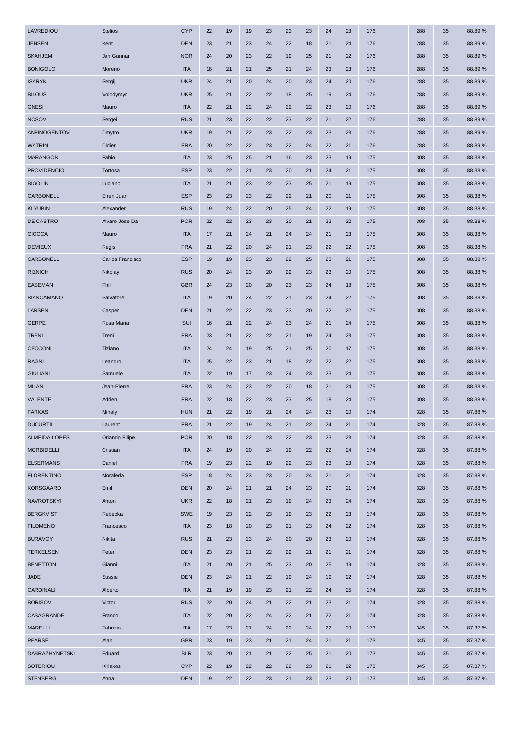| | | | | | | | | | | | | | | | |
|---|---|---|---|---|---|---|---|---|---|---|---|---|---|---|---|
| LAVREDIOU | Stelios | CYP | 22 | 19 | 19 | 23 | 23 | 23 | 24 | 23 | 176 | | 288 | 35 | 88.89 % |
| JENSEN | Kent | DEN | 23 | 21 | 23 | 24 | 22 | 18 | 21 | 24 | 176 | | 288 | 35 | 88.89 % |
| SKAHJEM | Jan Gunnar | NOR | 24 | 20 | 23 | 22 | 19 | 25 | 21 | 22 | 176 | | 288 | 35 | 88.89 % |
| BONIGOLO | Moreno | ITA | 18 | 21 | 21 | 25 | 21 | 24 | 23 | 23 | 176 | | 288 | 35 | 88.89 % |
| ISARYK | Sergij | UKR | 24 | 21 | 20 | 24 | 20 | 23 | 24 | 20 | 176 | | 288 | 35 | 88.89 % |
| BILOUS | Volodymyr | UKR | 25 | 21 | 22 | 22 | 18 | 25 | 19 | 24 | 176 | | 288 | 35 | 88.89 % |
| GNESI | Mauro | ITA | 22 | 21 | 22 | 24 | 22 | 22 | 23 | 20 | 176 | | 288 | 35 | 88.89 % |
| NOSOV | Sergei | RUS | 21 | 23 | 22 | 22 | 23 | 22 | 21 | 22 | 176 | | 288 | 35 | 88.89 % |
| ANFINOGENTOV | Dmytro | UKR | 19 | 21 | 22 | 23 | 22 | 23 | 23 | 23 | 176 | | 288 | 35 | 88.89 % |
| WATRIN | Didier | FRA | 20 | 22 | 22 | 23 | 22 | 24 | 22 | 21 | 176 | | 288 | 35 | 88.89 % |
| MARANGON | Fabio | ITA | 23 | 25 | 25 | 21 | 16 | 23 | 23 | 19 | 175 | | 308 | 35 | 88.38 % |
| PROVIDENCIO | Tortosa | ESP | 23 | 22 | 21 | 23 | 20 | 21 | 24 | 21 | 175 | | 308 | 35 | 88.38 % |
| BIGOLIN | Luciano | ITA | 21 | 21 | 23 | 22 | 23 | 25 | 21 | 19 | 175 | | 308 | 35 | 88.38 % |
| CARBONELL | Efren Juan | ESP | 23 | 23 | 23 | 22 | 22 | 21 | 20 | 21 | 175 | | 308 | 35 | 88.38 % |
| KLYUBIN | Alexander | RUS | 19 | 24 | 22 | 20 | 25 | 24 | 22 | 19 | 175 | | 308 | 35 | 88.38 % |
| DE CASTRO | Alvaro Jose Da | POR | 22 | 22 | 23 | 23 | 20 | 21 | 22 | 22 | 175 | | 308 | 35 | 88.38 % |
| CIOCCA | Mauro | ITA | 17 | 21 | 24 | 21 | 24 | 24 | 21 | 23 | 175 | | 308 | 35 | 88.38 % |
| DEMIEUX | Regis | FRA | 21 | 22 | 20 | 24 | 21 | 23 | 22 | 22 | 175 | | 308 | 35 | 88.38 % |
| CARBONELL | Carlos Francisco | ESP | 19 | 19 | 23 | 23 | 22 | 25 | 23 | 21 | 175 | | 308 | 35 | 88.38 % |
| RIZNICH | Nikolay | RUS | 20 | 24 | 23 | 20 | 22 | 23 | 23 | 20 | 175 | | 308 | 35 | 88.38 % |
| EASEMAN | Phil | GBR | 24 | 23 | 20 | 20 | 23 | 23 | 24 | 18 | 175 | | 308 | 35 | 88.38 % |
| BIANCAMANO | Salvatore | ITA | 19 | 20 | 24 | 22 | 21 | 23 | 24 | 22 | 175 | | 308 | 35 | 88.38 % |
| LARSEN | Casper | DEN | 21 | 22 | 22 | 23 | 23 | 20 | 22 | 22 | 175 | | 308 | 35 | 88.38 % |
| GERPE | Rosa Maria | SUI | 16 | 21 | 22 | 24 | 23 | 24 | 21 | 24 | 175 | | 308 | 35 | 88.38 % |
| TRENI | Treni | FRA | 23 | 21 | 22 | 22 | 21 | 19 | 24 | 23 | 175 | | 308 | 35 | 88.38 % |
| CECCONI | Tiziano | ITA | 24 | 24 | 19 | 25 | 21 | 25 | 20 | 17 | 175 | | 308 | 35 | 88.38 % |
| RAGNI | Leandro | ITA | 25 | 22 | 23 | 21 | 18 | 22 | 22 | 22 | 175 | | 308 | 35 | 88.38 % |
| GIULIANI | Samuele | ITA | 22 | 19 | 17 | 23 | 24 | 23 | 23 | 24 | 175 | | 308 | 35 | 88.38 % |
| MILAN | Jean-Pierre | FRA | 23 | 24 | 23 | 22 | 20 | 18 | 21 | 24 | 175 | | 308 | 35 | 88.38 % |
| VALENTE | Adrien | FRA | 22 | 18 | 22 | 23 | 23 | 25 | 18 | 24 | 175 | | 308 | 35 | 88.38 % |
| FARKAS | Mihaly | HUN | 21 | 22 | 19 | 21 | 24 | 24 | 23 | 20 | 174 | | 328 | 35 | 87.88 % |
| DUCURTIL | Laurent | FRA | 21 | 22 | 19 | 24 | 21 | 22 | 24 | 21 | 174 | | 328 | 35 | 87.88 % |
| ALMEIDA LOPES | Orlando Filipe | POR | 20 | 18 | 22 | 23 | 22 | 23 | 23 | 23 | 174 | | 328 | 35 | 87.88 % |
| MORBIDELLI | Cristian | ITA | 24 | 19 | 20 | 24 | 19 | 22 | 22 | 24 | 174 | | 328 | 35 | 87.88 % |
| ELSERMANS | Daniel | FRA | 19 | 23 | 22 | 19 | 22 | 23 | 23 | 23 | 174 | | 328 | 35 | 87.88 % |
| FLORENTINO | Moraleda | ESP | 18 | 24 | 23 | 23 | 20 | 24 | 21 | 21 | 174 | | 328 | 35 | 87.88 % |
| KORSGAARD | Emil | DEN | 20 | 24 | 21 | 21 | 24 | 23 | 20 | 21 | 174 | | 328 | 35 | 87.88 % |
| NAVROTSKYI | Anton | UKR | 22 | 18 | 21 | 23 | 19 | 24 | 23 | 24 | 174 | | 328 | 35 | 87.88 % |
| BERGKVIST | Rebecka | SWE | 19 | 23 | 22 | 23 | 19 | 23 | 22 | 23 | 174 | | 328 | 35 | 87.88 % |
| FILOMENO | Francesco | ITA | 23 | 18 | 20 | 23 | 21 | 23 | 24 | 22 | 174 | | 328 | 35 | 87.88 % |
| BURAVOY | Nikita | RUS | 21 | 23 | 23 | 24 | 20 | 20 | 23 | 20 | 174 | | 328 | 35 | 87.88 % |
| TERKELSEN | Peter | DEN | 23 | 23 | 21 | 22 | 22 | 21 | 21 | 21 | 174 | | 328 | 35 | 87.88 % |
| BENETTON | Gianni | ITA | 21 | 20 | 21 | 25 | 23 | 20 | 25 | 19 | 174 | | 328 | 35 | 87.88 % |
| JADE | Sussie | DEN | 23 | 24 | 21 | 22 | 19 | 24 | 19 | 22 | 174 | | 328 | 35 | 87.88 % |
| CARDINALI | Alberto | ITA | 21 | 19 | 19 | 23 | 21 | 22 | 24 | 25 | 174 | | 328 | 35 | 87.88 % |
| BORISOV | Victor | RUS | 22 | 20 | 24 | 21 | 22 | 21 | 23 | 21 | 174 | | 328 | 35 | 87.88 % |
| CASAGRANDE | Franco | ITA | 22 | 20 | 22 | 24 | 22 | 21 | 22 | 21 | 174 | | 328 | 35 | 87.88 % |
| MARELLI | Fabrizio | ITA | 17 | 23 | 21 | 24 | 22 | 24 | 22 | 20 | 173 | | 345 | 35 | 87.37 % |
| PEARSE | Alan | GBR | 23 | 19 | 23 | 21 | 21 | 24 | 21 | 21 | 173 | | 345 | 35 | 87.37 % |
| DABRAZHYNETSKI | Eduard | BLR | 23 | 20 | 21 | 21 | 22 | 25 | 21 | 20 | 173 | | 345 | 35 | 87.37 % |
| SOTERIOU | Kiriakos | CYP | 22 | 19 | 22 | 22 | 22 | 23 | 21 | 22 | 173 | | 345 | 35 | 87.37 % |
| STENBERG | Anna | DEN | 19 | 22 | 22 | 23 | 21 | 23 | 23 | 20 | 173 | | 345 | 35 | 87.37 % |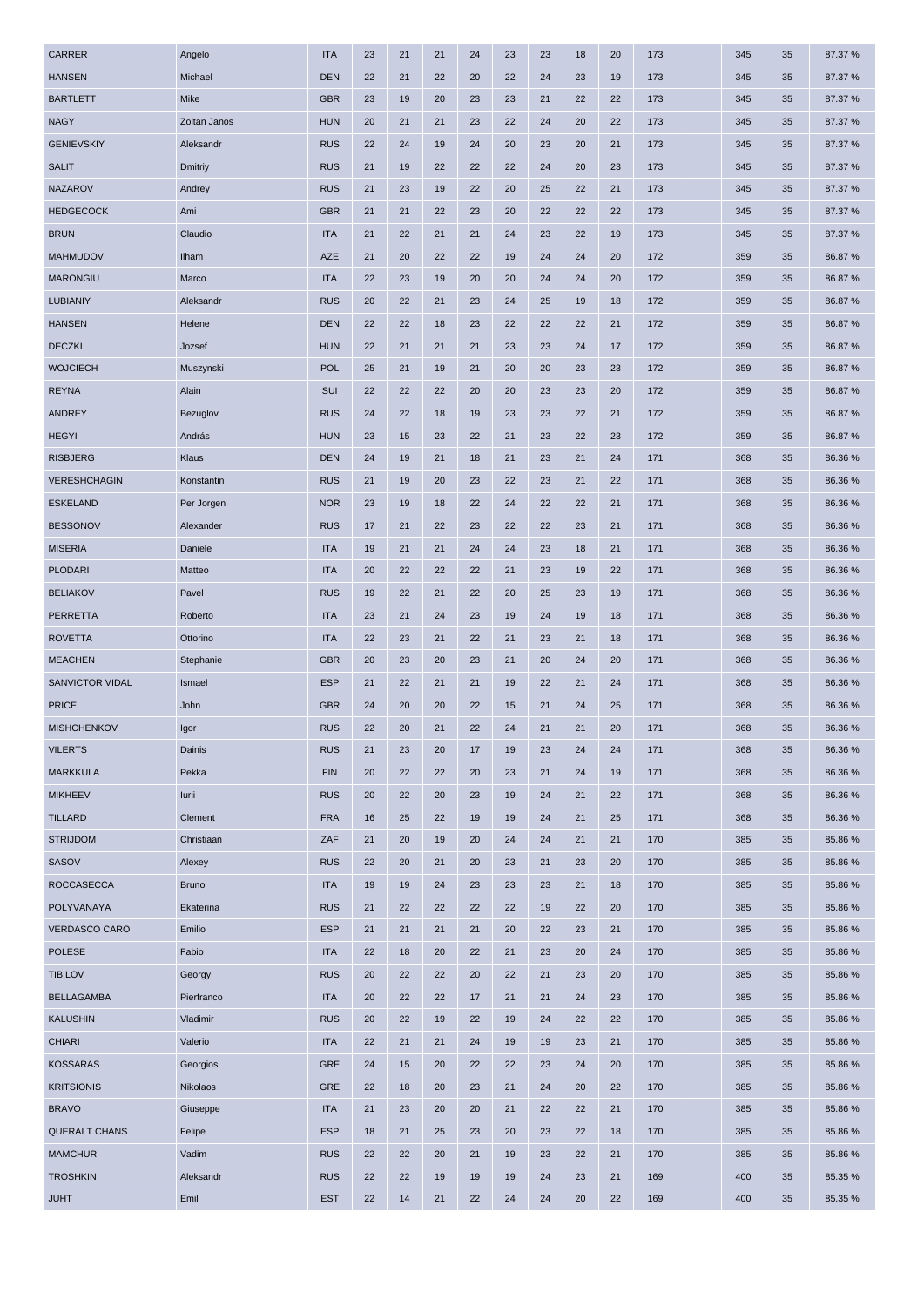| | | | | | | | | | | | | | | | |
|---|---|---|---|---|---|---|---|---|---|---|---|---|---|---|---|
| CARRER | Angelo | ITA | 23 | 21 | 21 | 24 | 23 | 23 | 18 | 20 | 173 | | 345 | 35 | 87.37 % |
| HANSEN | Michael | DEN | 22 | 21 | 22 | 20 | 22 | 24 | 23 | 19 | 173 | | 345 | 35 | 87.37 % |
| BARTLETT | Mike | GBR | 23 | 19 | 20 | 23 | 23 | 21 | 22 | 22 | 173 | | 345 | 35 | 87.37 % |
| NAGY | Zoltan Janos | HUN | 20 | 21 | 21 | 23 | 22 | 24 | 20 | 22 | 173 | | 345 | 35 | 87.37 % |
| GENIEVSKIY | Aleksandr | RUS | 22 | 24 | 19 | 24 | 20 | 23 | 20 | 21 | 173 | | 345 | 35 | 87.37 % |
| SALIT | Dmitriy | RUS | 21 | 19 | 22 | 22 | 22 | 24 | 20 | 23 | 173 | | 345 | 35 | 87.37 % |
| NAZAROV | Andrey | RUS | 21 | 23 | 19 | 22 | 20 | 25 | 22 | 21 | 173 | | 345 | 35 | 87.37 % |
| HEDGECOCK | Ami | GBR | 21 | 21 | 22 | 23 | 20 | 22 | 22 | 22 | 173 | | 345 | 35 | 87.37 % |
| BRUN | Claudio | ITA | 21 | 22 | 21 | 21 | 24 | 23 | 22 | 19 | 173 | | 345 | 35 | 87.37 % |
| MAHMUDOV | Ilham | AZE | 21 | 20 | 22 | 22 | 19 | 24 | 24 | 20 | 172 | | 359 | 35 | 86.87 % |
| MARONGIU | Marco | ITA | 22 | 23 | 19 | 20 | 20 | 24 | 24 | 20 | 172 | | 359 | 35 | 86.87 % |
| LUBIANIY | Aleksandr | RUS | 20 | 22 | 21 | 23 | 24 | 25 | 19 | 18 | 172 | | 359 | 35 | 86.87 % |
| HANSEN | Helene | DEN | 22 | 22 | 18 | 23 | 22 | 22 | 22 | 21 | 172 | | 359 | 35 | 86.87 % |
| DECZKI | Jozsef | HUN | 22 | 21 | 21 | 21 | 23 | 23 | 24 | 17 | 172 | | 359 | 35 | 86.87 % |
| WOJCIECH | Muszynski | POL | 25 | 21 | 19 | 21 | 20 | 20 | 23 | 23 | 172 | | 359 | 35 | 86.87 % |
| REYNA | Alain | SUI | 22 | 22 | 22 | 20 | 20 | 23 | 23 | 20 | 172 | | 359 | 35 | 86.87 % |
| ANDREY | Bezuglov | RUS | 24 | 22 | 18 | 19 | 23 | 23 | 22 | 21 | 172 | | 359 | 35 | 86.87 % |
| HEGYI | András | HUN | 23 | 15 | 23 | 22 | 21 | 23 | 22 | 23 | 172 | | 359 | 35 | 86.87 % |
| RISBJERG | Klaus | DEN | 24 | 19 | 21 | 18 | 21 | 23 | 21 | 24 | 171 | | 368 | 35 | 86.36 % |
| VERESHCHAGIN | Konstantin | RUS | 21 | 19 | 20 | 23 | 22 | 23 | 21 | 22 | 171 | | 368 | 35 | 86.36 % |
| ESKELAND | Per Jorgen | NOR | 23 | 19 | 18 | 22 | 24 | 22 | 22 | 21 | 171 | | 368 | 35 | 86.36 % |
| BESSONOV | Alexander | RUS | 17 | 21 | 22 | 23 | 22 | 22 | 23 | 21 | 171 | | 368 | 35 | 86.36 % |
| MISERIA | Daniele | ITA | 19 | 21 | 21 | 24 | 24 | 23 | 18 | 21 | 171 | | 368 | 35 | 86.36 % |
| PLODARI | Matteo | ITA | 20 | 22 | 22 | 22 | 21 | 23 | 19 | 22 | 171 | | 368 | 35 | 86.36 % |
| BELIAKOV | Pavel | RUS | 19 | 22 | 21 | 22 | 20 | 25 | 23 | 19 | 171 | | 368 | 35 | 86.36 % |
| PERRETTA | Roberto | ITA | 23 | 21 | 24 | 23 | 19 | 24 | 19 | 18 | 171 | | 368 | 35 | 86.36 % |
| ROVETTA | Ottorino | ITA | 22 | 23 | 21 | 22 | 21 | 23 | 21 | 18 | 171 | | 368 | 35 | 86.36 % |
| MEACHEN | Stephanie | GBR | 20 | 23 | 20 | 23 | 21 | 20 | 24 | 20 | 171 | | 368 | 35 | 86.36 % |
| SANVICTOR VIDAL | Ismael | ESP | 21 | 22 | 21 | 21 | 19 | 22 | 21 | 24 | 171 | | 368 | 35 | 86.36 % |
| PRICE | John | GBR | 24 | 20 | 20 | 22 | 15 | 21 | 24 | 25 | 171 | | 368 | 35 | 86.36 % |
| MISHCHENKOV | Igor | RUS | 22 | 20 | 21 | 22 | 24 | 21 | 21 | 20 | 171 | | 368 | 35 | 86.36 % |
| VILERTS | Dainis | RUS | 21 | 23 | 20 | 17 | 19 | 23 | 24 | 24 | 171 | | 368 | 35 | 86.36 % |
| MARKKULA | Pekka | FIN | 20 | 22 | 22 | 20 | 23 | 21 | 24 | 19 | 171 | | 368 | 35 | 86.36 % |
| MIKHEEV | Iurii | RUS | 20 | 22 | 20 | 23 | 19 | 24 | 21 | 22 | 171 | | 368 | 35 | 86.36 % |
| TILLARD | Clement | FRA | 16 | 25 | 22 | 19 | 19 | 24 | 21 | 25 | 171 | | 368 | 35 | 86.36 % |
| STRIJDOM | Christiaan | ZAF | 21 | 20 | 19 | 20 | 24 | 24 | 21 | 21 | 170 | | 385 | 35 | 85.86 % |
| SASOV | Alexey | RUS | 22 | 20 | 21 | 20 | 23 | 21 | 23 | 20 | 170 | | 385 | 35 | 85.86 % |
| ROCCASECCA | Bruno | ITA | 19 | 19 | 24 | 23 | 23 | 23 | 21 | 18 | 170 | | 385 | 35 | 85.86 % |
| POLYVANAYA | Ekaterina | RUS | 21 | 22 | 22 | 22 | 22 | 19 | 22 | 20 | 170 | | 385 | 35 | 85.86 % |
| VERDASCO CARO | Emilio | ESP | 21 | 21 | 21 | 21 | 20 | 22 | 23 | 21 | 170 | | 385 | 35 | 85.86 % |
| POLESE | Fabio | ITA | 22 | 18 | 20 | 22 | 21 | 23 | 20 | 24 | 170 | | 385 | 35 | 85.86 % |
| TIBILOV | Georgy | RUS | 20 | 22 | 22 | 20 | 22 | 21 | 23 | 20 | 170 | | 385 | 35 | 85.86 % |
| BELLAGAMBA | Pierfranco | ITA | 20 | 22 | 22 | 17 | 21 | 21 | 24 | 23 | 170 | | 385 | 35 | 85.86 % |
| KALUSHIN | Vladimir | RUS | 20 | 22 | 19 | 22 | 19 | 24 | 22 | 22 | 170 | | 385 | 35 | 85.86 % |
| CHIARI | Valerio | ITA | 22 | 21 | 21 | 24 | 19 | 19 | 23 | 21 | 170 | | 385 | 35 | 85.86 % |
| KOSSARAS | Georgios | GRE | 24 | 15 | 20 | 22 | 22 | 23 | 24 | 20 | 170 | | 385 | 35 | 85.86 % |
| KRITSIONIS | Nikolaos | GRE | 22 | 18 | 20 | 23 | 21 | 24 | 20 | 22 | 170 | | 385 | 35 | 85.86 % |
| BRAVO | Giuseppe | ITA | 21 | 23 | 20 | 20 | 21 | 22 | 22 | 21 | 170 | | 385 | 35 | 85.86 % |
| QUERALT CHANS | Felipe | ESP | 18 | 21 | 25 | 23 | 20 | 23 | 22 | 18 | 170 | | 385 | 35 | 85.86 % |
| MAMCHUR | Vadim | RUS | 22 | 22 | 20 | 21 | 19 | 23 | 22 | 21 | 170 | | 385 | 35 | 85.86 % |
| TROSHKIN | Aleksandr | RUS | 22 | 22 | 19 | 19 | 19 | 24 | 23 | 21 | 169 | | 400 | 35 | 85.35 % |
| JUHT | Emil | EST | 22 | 14 | 21 | 22 | 24 | 24 | 20 | 22 | 169 | | 400 | 35 | 85.35 % |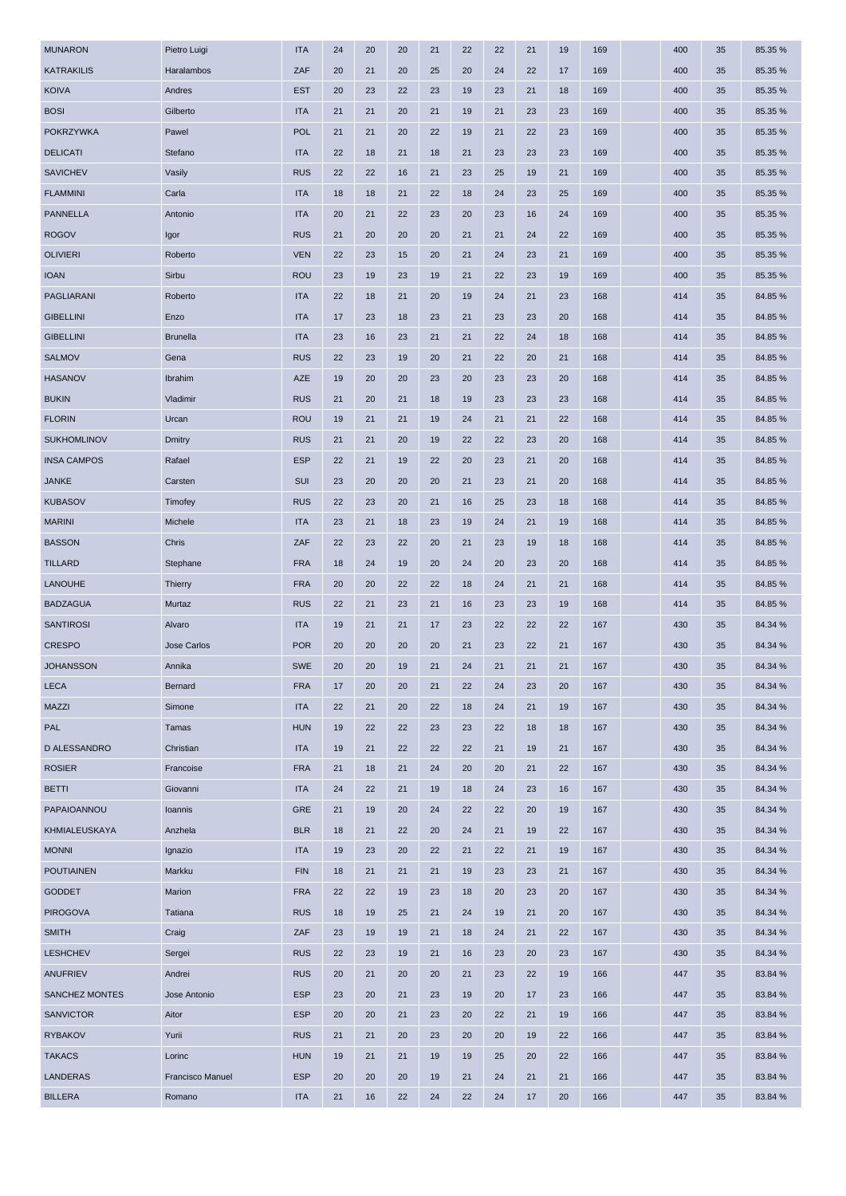| | | | | | | | | | | | | | | | |
|---|---|---|---|---|---|---|---|---|---|---|---|---|---|---|---|
| MUNARON | Pietro Luigi | ITA | 24 | 20 | 20 | 21 | 22 | 22 | 21 | 19 | 169 | | 400 | 35 | 85.35 % |
| KATRAKILIS | Haralambos | ZAF | 20 | 21 | 20 | 25 | 20 | 24 | 22 | 17 | 169 | | 400 | 35 | 85.35 % |
| KOIVA | Andres | EST | 20 | 23 | 22 | 23 | 19 | 23 | 21 | 18 | 169 | | 400 | 35 | 85.35 % |
| BOSI | Gilberto | ITA | 21 | 21 | 20 | 21 | 19 | 21 | 23 | 23 | 169 | | 400 | 35 | 85.35 % |
| POKRZYWKA | Pawel | POL | 21 | 21 | 20 | 22 | 19 | 21 | 22 | 23 | 169 | | 400 | 35 | 85.35 % |
| DELICATI | Stefano | ITA | 22 | 18 | 21 | 18 | 21 | 23 | 23 | 23 | 169 | | 400 | 35 | 85.35 % |
| SAVICHEV | Vasily | RUS | 22 | 22 | 16 | 21 | 23 | 25 | 19 | 21 | 169 | | 400 | 35 | 85.35 % |
| FLAMMINI | Carla | ITA | 18 | 18 | 21 | 22 | 18 | 24 | 23 | 25 | 169 | | 400 | 35 | 85.35 % |
| PANNELLA | Antonio | ITA | 20 | 21 | 22 | 23 | 20 | 23 | 16 | 24 | 169 | | 400 | 35 | 85.35 % |
| ROGOV | Igor | RUS | 21 | 20 | 20 | 20 | 21 | 21 | 24 | 22 | 169 | | 400 | 35 | 85.35 % |
| OLIVIERI | Roberto | VEN | 22 | 23 | 15 | 20 | 21 | 24 | 23 | 21 | 169 | | 400 | 35 | 85.35 % |
| IOAN | Sirbu | ROU | 23 | 19 | 23 | 19 | 21 | 22 | 23 | 19 | 169 | | 400 | 35 | 85.35 % |
| PAGLIARANI | Roberto | ITA | 22 | 18 | 21 | 20 | 19 | 24 | 21 | 23 | 168 | | 414 | 35 | 84.85 % |
| GIBELLINI | Enzo | ITA | 17 | 23 | 18 | 23 | 21 | 23 | 23 | 20 | 168 | | 414 | 35 | 84.85 % |
| GIBELLINI | Brunella | ITA | 23 | 16 | 23 | 21 | 21 | 22 | 24 | 18 | 168 | | 414 | 35 | 84.85 % |
| SALMOV | Gena | RUS | 22 | 23 | 19 | 20 | 21 | 22 | 20 | 21 | 168 | | 414 | 35 | 84.85 % |
| HASANOV | Ibrahim | AZE | 19 | 20 | 20 | 23 | 20 | 23 | 23 | 20 | 168 | | 414 | 35 | 84.85 % |
| BUKIN | Vladimir | RUS | 21 | 20 | 21 | 18 | 19 | 23 | 23 | 23 | 168 | | 414 | 35 | 84.85 % |
| FLORIN | Urcan | ROU | 19 | 21 | 21 | 19 | 24 | 21 | 21 | 22 | 168 | | 414 | 35 | 84.85 % |
| SUKHOMLINOV | Dmitry | RUS | 21 | 21 | 20 | 19 | 22 | 22 | 23 | 20 | 168 | | 414 | 35 | 84.85 % |
| INSA CAMPOS | Rafael | ESP | 22 | 21 | 19 | 22 | 20 | 23 | 21 | 20 | 168 | | 414 | 35 | 84.85 % |
| JANKE | Carsten | SUI | 23 | 20 | 20 | 20 | 21 | 23 | 21 | 20 | 168 | | 414 | 35 | 84.85 % |
| KUBASOV | Timofey | RUS | 22 | 23 | 20 | 21 | 16 | 25 | 23 | 18 | 168 | | 414 | 35 | 84.85 % |
| MARINI | Michele | ITA | 23 | 21 | 18 | 23 | 19 | 24 | 21 | 19 | 168 | | 414 | 35 | 84.85 % |
| BASSON | Chris | ZAF | 22 | 23 | 22 | 20 | 21 | 23 | 19 | 18 | 168 | | 414 | 35 | 84.85 % |
| TILLARD | Stephane | FRA | 18 | 24 | 19 | 20 | 24 | 20 | 23 | 20 | 168 | | 414 | 35 | 84.85 % |
| LANOUHE | Thierry | FRA | 20 | 20 | 22 | 22 | 18 | 24 | 21 | 21 | 168 | | 414 | 35 | 84.85 % |
| BADZAGUA | Murtaz | RUS | 22 | 21 | 23 | 21 | 16 | 23 | 23 | 19 | 168 | | 414 | 35 | 84.85 % |
| SANTIROSI | Alvaro | ITA | 19 | 21 | 21 | 17 | 23 | 22 | 22 | 22 | 167 | | 430 | 35 | 84.34 % |
| CRESPO | Jose Carlos | POR | 20 | 20 | 20 | 20 | 21 | 23 | 22 | 21 | 167 | | 430 | 35 | 84.34 % |
| JOHANSSON | Annika | SWE | 20 | 20 | 19 | 21 | 24 | 21 | 21 | 21 | 167 | | 430 | 35 | 84.34 % |
| LECA | Bernard | FRA | 17 | 20 | 20 | 21 | 22 | 24 | 23 | 20 | 167 | | 430 | 35 | 84.34 % |
| MAZZI | Simone | ITA | 22 | 21 | 20 | 22 | 18 | 24 | 21 | 19 | 167 | | 430 | 35 | 84.34 % |
| PAL | Tamas | HUN | 19 | 22 | 22 | 23 | 23 | 22 | 18 | 18 | 167 | | 430 | 35 | 84.34 % |
| D ALESSANDRO | Christian | ITA | 19 | 21 | 22 | 22 | 22 | 21 | 19 | 21 | 167 | | 430 | 35 | 84.34 % |
| ROSIER | Francoise | FRA | 21 | 18 | 21 | 24 | 20 | 20 | 21 | 22 | 167 | | 430 | 35 | 84.34 % |
| BETTI | Giovanni | ITA | 24 | 22 | 21 | 19 | 18 | 24 | 23 | 16 | 167 | | 430 | 35 | 84.34 % |
| PAPAIOANNOU | Ioannis | GRE | 21 | 19 | 20 | 24 | 22 | 22 | 20 | 19 | 167 | | 430 | 35 | 84.34 % |
| KHMIALEUSKAYA | Anzhela | BLR | 18 | 21 | 22 | 20 | 24 | 21 | 19 | 22 | 167 | | 430 | 35 | 84.34 % |
| MONNI | Ignazio | ITA | 19 | 23 | 20 | 22 | 21 | 22 | 21 | 19 | 167 | | 430 | 35 | 84.34 % |
| POUTIAINEN | Markku | FIN | 18 | 21 | 21 | 21 | 19 | 23 | 23 | 21 | 167 | | 430 | 35 | 84.34 % |
| GODDET | Marion | FRA | 22 | 22 | 19 | 23 | 18 | 20 | 23 | 20 | 167 | | 430 | 35 | 84.34 % |
| PIROGOVA | Tatiana | RUS | 18 | 19 | 25 | 21 | 24 | 19 | 21 | 20 | 167 | | 430 | 35 | 84.34 % |
| SMITH | Craig | ZAF | 23 | 19 | 19 | 21 | 18 | 24 | 21 | 22 | 167 | | 430 | 35 | 84.34 % |
| LESHCHEV | Sergei | RUS | 22 | 23 | 19 | 21 | 16 | 23 | 20 | 23 | 167 | | 430 | 35 | 84.34 % |
| ANUFRIEV | Andrei | RUS | 20 | 21 | 20 | 20 | 21 | 23 | 22 | 19 | 166 | | 447 | 35 | 83.84 % |
| SANCHEZ MONTES | Jose Antonio | ESP | 23 | 20 | 21 | 23 | 19 | 20 | 17 | 23 | 166 | | 447 | 35 | 83.84 % |
| SANVICTOR | Aitor | ESP | 20 | 20 | 21 | 23 | 20 | 22 | 21 | 19 | 166 | | 447 | 35 | 83.84 % |
| RYBAKOV | Yurii | RUS | 21 | 21 | 20 | 23 | 20 | 20 | 19 | 22 | 166 | | 447 | 35 | 83.84 % |
| TAKACS | Lorinc | HUN | 19 | 21 | 21 | 19 | 19 | 25 | 20 | 22 | 166 | | 447 | 35 | 83.84 % |
| LANDERAS | Francisco Manuel | ESP | 20 | 20 | 20 | 19 | 21 | 24 | 21 | 21 | 166 | | 447 | 35 | 83.84 % |
| BILLERA | Romano | ITA | 21 | 16 | 22 | 24 | 22 | 24 | 17 | 20 | 166 | | 447 | 35 | 83.84 % |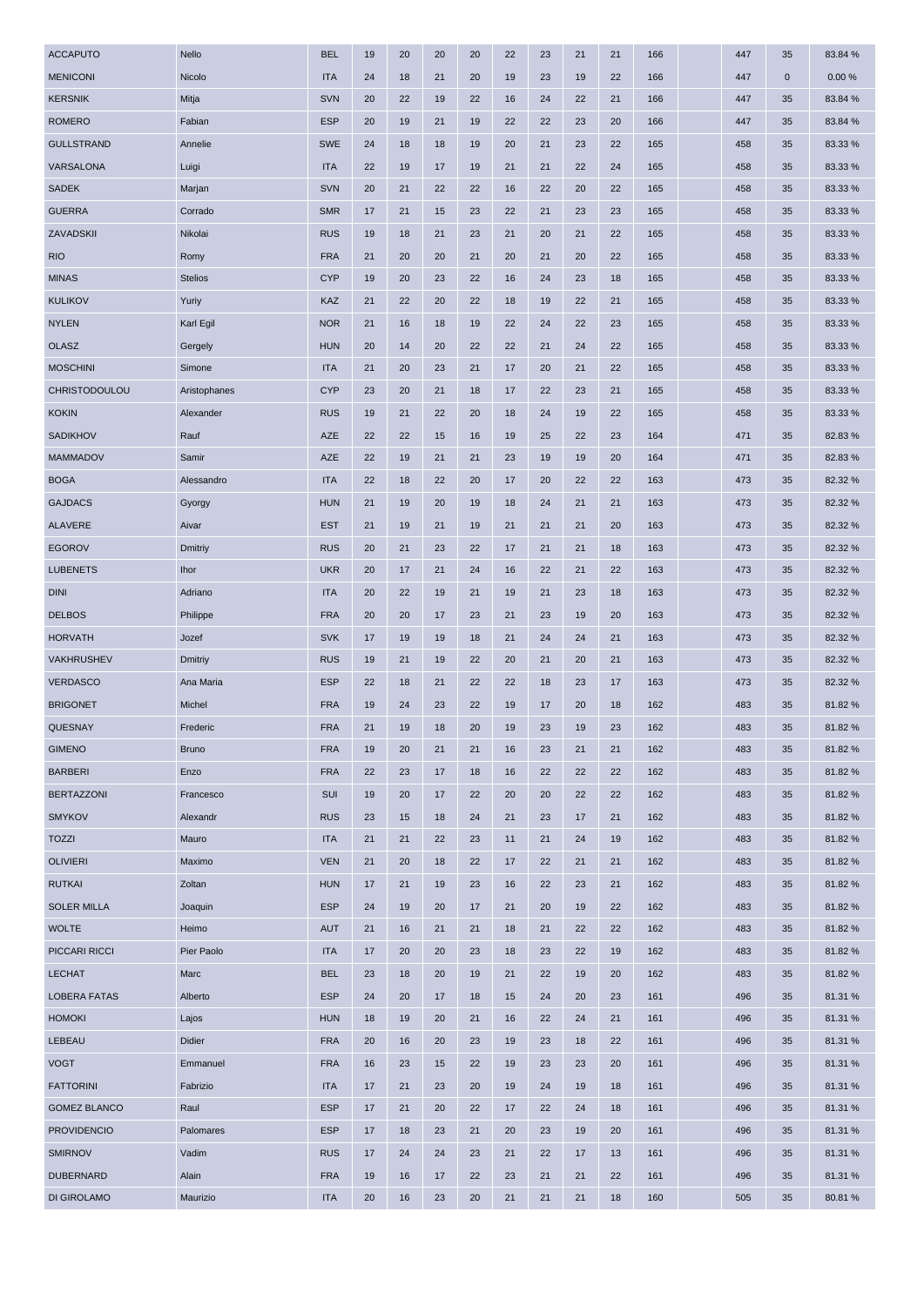| | | | | | | | | | | | | | | | | |
|---|---|---|---|---|---|---|---|---|---|---|---|---|---|---|---|---|
| ACCAPUTO | Nello | BEL | 19 | 20 | 20 | 20 | 22 | 23 | 21 | 21 | 166 | | 447 | 35 | 83.84 % |
| MENICONI | Nicolo | ITA | 24 | 18 | 21 | 20 | 19 | 23 | 19 | 22 | 166 | | 447 | 0 | 0.00 % |
| KERSNIK | Mitja | SVN | 20 | 22 | 19 | 22 | 16 | 24 | 22 | 21 | 166 | | 447 | 35 | 83.84 % |
| ROMERO | Fabian | ESP | 20 | 19 | 21 | 19 | 22 | 22 | 23 | 20 | 166 | | 447 | 35 | 83.84 % |
| GULLSTRAND | Annelie | SWE | 24 | 18 | 18 | 19 | 20 | 21 | 23 | 22 | 165 | | 458 | 35 | 83.33 % |
| VARSALONA | Luigi | ITA | 22 | 19 | 17 | 19 | 21 | 21 | 22 | 24 | 165 | | 458 | 35 | 83.33 % |
| SADEK | Marjan | SVN | 20 | 21 | 22 | 22 | 16 | 22 | 20 | 22 | 165 | | 458 | 35 | 83.33 % |
| GUERRA | Corrado | SMR | 17 | 21 | 15 | 23 | 22 | 21 | 23 | 23 | 165 | | 458 | 35 | 83.33 % |
| ZAVADSKII | Nikolai | RUS | 19 | 18 | 21 | 23 | 21 | 20 | 21 | 22 | 165 | | 458 | 35 | 83.33 % |
| RIO | Romy | FRA | 21 | 20 | 20 | 21 | 20 | 21 | 20 | 22 | 165 | | 458 | 35 | 83.33 % |
| MINAS | Stelios | CYP | 19 | 20 | 23 | 22 | 16 | 24 | 23 | 18 | 165 | | 458 | 35 | 83.33 % |
| KULIKOV | Yuriy | KAZ | 21 | 22 | 20 | 22 | 18 | 19 | 22 | 21 | 165 | | 458 | 35 | 83.33 % |
| NYLEN | Karl Egil | NOR | 21 | 16 | 18 | 19 | 22 | 24 | 22 | 23 | 165 | | 458 | 35 | 83.33 % |
| OLASZ | Gergely | HUN | 20 | 14 | 20 | 22 | 22 | 21 | 24 | 22 | 165 | | 458 | 35 | 83.33 % |
| MOSCHINI | Simone | ITA | 21 | 20 | 23 | 21 | 17 | 20 | 21 | 22 | 165 | | 458 | 35 | 83.33 % |
| CHRISTODOULOU | Aristophanes | CYP | 23 | 20 | 21 | 18 | 17 | 22 | 23 | 21 | 165 | | 458 | 35 | 83.33 % |
| KOKIN | Alexander | RUS | 19 | 21 | 22 | 20 | 18 | 24 | 19 | 22 | 165 | | 458 | 35 | 83.33 % |
| SADIKHOV | Rauf | AZE | 22 | 22 | 15 | 16 | 19 | 25 | 22 | 23 | 164 | | 471 | 35 | 82.83 % |
| MAMMADOV | Samir | AZE | 22 | 19 | 21 | 21 | 23 | 19 | 19 | 20 | 164 | | 471 | 35 | 82.83 % |
| BOGA | Alessandro | ITA | 22 | 18 | 22 | 20 | 17 | 20 | 22 | 22 | 163 | | 473 | 35 | 82.32 % |
| GAJDACS | Gyorgy | HUN | 21 | 19 | 20 | 19 | 18 | 24 | 21 | 21 | 163 | | 473 | 35 | 82.32 % |
| ALAVERE | Aivar | EST | 21 | 19 | 21 | 19 | 21 | 21 | 21 | 20 | 163 | | 473 | 35 | 82.32 % |
| EGOROV | Dmitriy | RUS | 20 | 21 | 23 | 22 | 17 | 21 | 21 | 18 | 163 | | 473 | 35 | 82.32 % |
| LUBENETS | Ihor | UKR | 20 | 17 | 21 | 24 | 16 | 22 | 21 | 22 | 163 | | 473 | 35 | 82.32 % |
| DINI | Adriano | ITA | 20 | 22 | 19 | 21 | 19 | 21 | 23 | 18 | 163 | | 473 | 35 | 82.32 % |
| DELBOS | Philippe | FRA | 20 | 20 | 17 | 23 | 21 | 23 | 19 | 20 | 163 | | 473 | 35 | 82.32 % |
| HORVATH | Jozef | SVK | 17 | 19 | 19 | 18 | 21 | 24 | 24 | 21 | 163 | | 473 | 35 | 82.32 % |
| VAKHRUSHEV | Dmitriy | RUS | 19 | 21 | 19 | 22 | 20 | 21 | 20 | 21 | 163 | | 473 | 35 | 82.32 % |
| VERDASCO | Ana Maria | ESP | 22 | 18 | 21 | 22 | 22 | 18 | 23 | 17 | 163 | | 473 | 35 | 82.32 % |
| BRIGONET | Michel | FRA | 19 | 24 | 23 | 22 | 19 | 17 | 20 | 18 | 162 | | 483 | 35 | 81.82 % |
| QUESNAY | Frederic | FRA | 21 | 19 | 18 | 20 | 19 | 23 | 19 | 23 | 162 | | 483 | 35 | 81.82 % |
| GIMENO | Bruno | FRA | 19 | 20 | 21 | 21 | 16 | 23 | 21 | 21 | 162 | | 483 | 35 | 81.82 % |
| BARBERI | Enzo | FRA | 22 | 23 | 17 | 18 | 16 | 22 | 22 | 22 | 162 | | 483 | 35 | 81.82 % |
| BERTAZZONI | Francesco | SUI | 19 | 20 | 17 | 22 | 20 | 20 | 22 | 22 | 162 | | 483 | 35 | 81.82 % |
| SMYKOV | Alexandr | RUS | 23 | 15 | 18 | 24 | 21 | 23 | 17 | 21 | 162 | | 483 | 35 | 81.82 % |
| TOZZI | Mauro | ITA | 21 | 21 | 22 | 23 | 11 | 21 | 24 | 19 | 162 | | 483 | 35 | 81.82 % |
| OLIVIERI | Maximo | VEN | 21 | 20 | 18 | 22 | 17 | 22 | 21 | 21 | 162 | | 483 | 35 | 81.82 % |
| RUTKAI | Zoltan | HUN | 17 | 21 | 19 | 23 | 16 | 22 | 23 | 21 | 162 | | 483 | 35 | 81.82 % |
| SOLER MILLA | Joaquin | ESP | 24 | 19 | 20 | 17 | 21 | 20 | 19 | 22 | 162 | | 483 | 35 | 81.82 % |
| WOLTE | Heimo | AUT | 21 | 16 | 21 | 21 | 18 | 21 | 22 | 22 | 162 | | 483 | 35 | 81.82 % |
| PICCARI RICCI | Pier Paolo | ITA | 17 | 20 | 20 | 23 | 18 | 23 | 22 | 19 | 162 | | 483 | 35 | 81.82 % |
| LECHAT | Marc | BEL | 23 | 18 | 20 | 19 | 21 | 22 | 19 | 20 | 162 | | 483 | 35 | 81.82 % |
| LOBERA FATAS | Alberto | ESP | 24 | 20 | 17 | 18 | 15 | 24 | 20 | 23 | 161 | | 496 | 35 | 81.31 % |
| HOMOKI | Lajos | HUN | 18 | 19 | 20 | 21 | 16 | 22 | 24 | 21 | 161 | | 496 | 35 | 81.31 % |
| LEBEAU | Didier | FRA | 20 | 16 | 20 | 23 | 19 | 23 | 18 | 22 | 161 | | 496 | 35 | 81.31 % |
| VOGT | Emmanuel | FRA | 16 | 23 | 15 | 22 | 19 | 23 | 23 | 20 | 161 | | 496 | 35 | 81.31 % |
| FATTORINI | Fabrizio | ITA | 17 | 21 | 23 | 20 | 19 | 24 | 19 | 18 | 161 | | 496 | 35 | 81.31 % |
| GOMEZ BLANCO | Raul | ESP | 17 | 21 | 20 | 22 | 17 | 22 | 24 | 18 | 161 | | 496 | 35 | 81.31 % |
| PROVIDENCIO | Palomares | ESP | 17 | 18 | 23 | 21 | 20 | 23 | 19 | 20 | 161 | | 496 | 35 | 81.31 % |
| SMIRNOV | Vadim | RUS | 17 | 24 | 24 | 23 | 21 | 22 | 17 | 13 | 161 | | 496 | 35 | 81.31 % |
| DUBERNARD | Alain | FRA | 19 | 16 | 17 | 22 | 23 | 21 | 21 | 22 | 161 | | 496 | 35 | 81.31 % |
| DI GIROLAMO | Maurizio | ITA | 20 | 16 | 23 | 20 | 21 | 21 | 21 | 18 | 160 | | 505 | 35 | 80.81 % |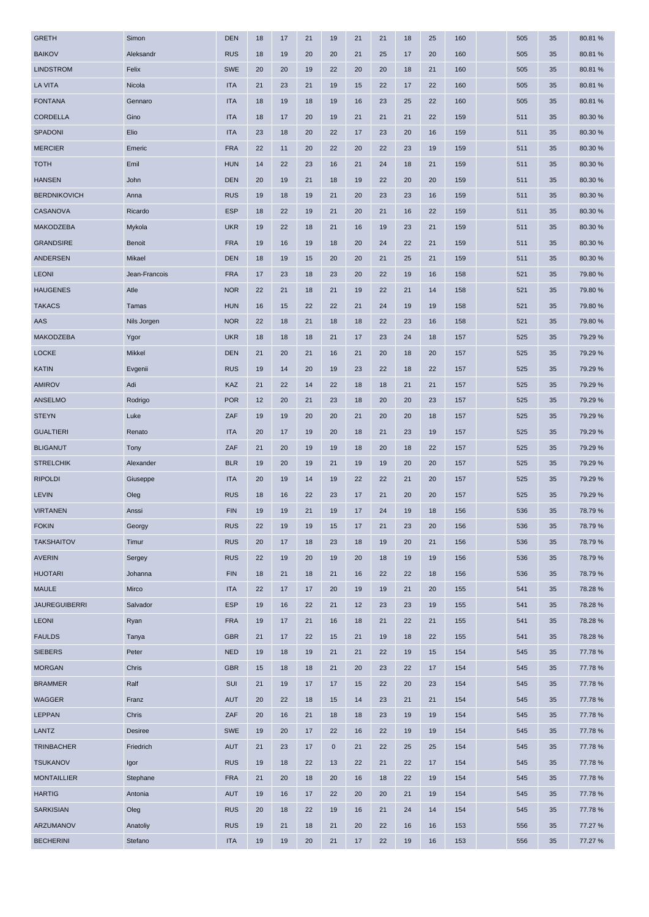| | | | | | | | | | | | | | | | | |
|---|---|---|---|---|---|---|---|---|---|---|---|---|---|---|---|---|
| GRETH | Simon | DEN | 18 | 17 | 21 | 19 | 21 | 21 | 18 | 25 | 160 | | 505 | 35 | 80.81 % |
| BAIKOV | Aleksandr | RUS | 18 | 19 | 20 | 20 | 21 | 25 | 17 | 20 | 160 | | 505 | 35 | 80.81 % |
| LINDSTROM | Felix | SWE | 20 | 20 | 19 | 22 | 20 | 20 | 18 | 21 | 160 | | 505 | 35 | 80.81 % |
| LA VITA | Nicola | ITA | 21 | 23 | 21 | 19 | 15 | 22 | 17 | 22 | 160 | | 505 | 35 | 80.81 % |
| FONTANA | Gennaro | ITA | 18 | 19 | 18 | 19 | 16 | 23 | 25 | 22 | 160 | | 505 | 35 | 80.81 % |
| CORDELLA | Gino | ITA | 18 | 17 | 20 | 19 | 21 | 21 | 21 | 22 | 159 | | 511 | 35 | 80.30 % |
| SPADONI | Elio | ITA | 23 | 18 | 20 | 22 | 17 | 23 | 20 | 16 | 159 | | 511 | 35 | 80.30 % |
| MERCIER | Emeric | FRA | 22 | 11 | 20 | 22 | 20 | 22 | 23 | 19 | 159 | | 511 | 35 | 80.30 % |
| TOTH | Emil | HUN | 14 | 22 | 23 | 16 | 21 | 24 | 18 | 21 | 159 | | 511 | 35 | 80.30 % |
| HANSEN | John | DEN | 20 | 19 | 21 | 18 | 19 | 22 | 20 | 20 | 159 | | 511 | 35 | 80.30 % |
| BERDNIKOVICH | Anna | RUS | 19 | 18 | 19 | 21 | 20 | 23 | 23 | 16 | 159 | | 511 | 35 | 80.30 % |
| CASANOVA | Ricardo | ESP | 18 | 22 | 19 | 21 | 20 | 21 | 16 | 22 | 159 | | 511 | 35 | 80.30 % |
| MAKODZEBA | Mykola | UKR | 19 | 22 | 18 | 21 | 16 | 19 | 23 | 21 | 159 | | 511 | 35 | 80.30 % |
| GRANDSIRE | Benoit | FRA | 19 | 16 | 19 | 18 | 20 | 24 | 22 | 21 | 159 | | 511 | 35 | 80.30 % |
| ANDERSEN | Mikael | DEN | 18 | 19 | 15 | 20 | 20 | 21 | 25 | 21 | 159 | | 511 | 35 | 80.30 % |
| LEONI | Jean-Francois | FRA | 17 | 23 | 18 | 23 | 20 | 22 | 19 | 16 | 158 | | 521 | 35 | 79.80 % |
| HAUGENES | Atle | NOR | 22 | 21 | 18 | 21 | 19 | 22 | 21 | 14 | 158 | | 521 | 35 | 79.80 % |
| TAKACS | Tamas | HUN | 16 | 15 | 22 | 22 | 21 | 24 | 19 | 19 | 158 | | 521 | 35 | 79.80 % |
| AAS | Nils Jorgen | NOR | 22 | 18 | 21 | 18 | 18 | 22 | 23 | 16 | 158 | | 521 | 35 | 79.80 % |
| MAKODZEBA | Ygor | UKR | 18 | 18 | 18 | 21 | 17 | 23 | 24 | 18 | 157 | | 525 | 35 | 79.29 % |
| LOCKE | Mikkel | DEN | 21 | 20 | 21 | 16 | 21 | 20 | 18 | 20 | 157 | | 525 | 35 | 79.29 % |
| KATIN | Evgenii | RUS | 19 | 14 | 20 | 19 | 23 | 22 | 18 | 22 | 157 | | 525 | 35 | 79.29 % |
| AMIROV | Adi | KAZ | 21 | 22 | 14 | 22 | 18 | 18 | 21 | 21 | 157 | | 525 | 35 | 79.29 % |
| ANSELMO | Rodrigo | POR | 12 | 20 | 21 | 23 | 18 | 20 | 20 | 23 | 157 | | 525 | 35 | 79.29 % |
| STEYN | Luke | ZAF | 19 | 19 | 20 | 20 | 21 | 20 | 20 | 18 | 157 | | 525 | 35 | 79.29 % |
| GUALTIERI | Renato | ITA | 20 | 17 | 19 | 20 | 18 | 21 | 23 | 19 | 157 | | 525 | 35 | 79.29 % |
| BLIGANUT | Tony | ZAF | 21 | 20 | 19 | 19 | 18 | 20 | 18 | 22 | 157 | | 525 | 35 | 79.29 % |
| STRELCHIK | Alexander | BLR | 19 | 20 | 19 | 21 | 19 | 19 | 20 | 20 | 157 | | 525 | 35 | 79.29 % |
| RIPOLDI | Giuseppe | ITA | 20 | 19 | 14 | 19 | 22 | 22 | 21 | 20 | 157 | | 525 | 35 | 79.29 % |
| LEVIN | Oleg | RUS | 18 | 16 | 22 | 23 | 17 | 21 | 20 | 20 | 157 | | 525 | 35 | 79.29 % |
| VIRTANEN | Anssi | FIN | 19 | 19 | 21 | 19 | 17 | 24 | 19 | 18 | 156 | | 536 | 35 | 78.79 % |
| FOKIN | Georgy | RUS | 22 | 19 | 19 | 15 | 17 | 21 | 23 | 20 | 156 | | 536 | 35 | 78.79 % |
| TAKSHAITOV | Timur | RUS | 20 | 17 | 18 | 23 | 18 | 19 | 20 | 21 | 156 | | 536 | 35 | 78.79 % |
| AVERIN | Sergey | RUS | 22 | 19 | 20 | 19 | 20 | 18 | 19 | 19 | 156 | | 536 | 35 | 78.79 % |
| HUOTARI | Johanna | FIN | 18 | 21 | 18 | 21 | 16 | 22 | 22 | 18 | 156 | | 536 | 35 | 78.79 % |
| MAULE | Mirco | ITA | 22 | 17 | 17 | 20 | 19 | 19 | 21 | 20 | 155 | | 541 | 35 | 78.28 % |
| JAUREGUIBERRI | Salvador | ESP | 19 | 16 | 22 | 21 | 12 | 23 | 23 | 19 | 155 | | 541 | 35 | 78.28 % |
| LEONI | Ryan | FRA | 19 | 17 | 21 | 16 | 18 | 21 | 22 | 21 | 155 | | 541 | 35 | 78.28 % |
| FAULDS | Tanya | GBR | 21 | 17 | 22 | 15 | 21 | 19 | 18 | 22 | 155 | | 541 | 35 | 78.28 % |
| SIEBERS | Peter | NED | 19 | 18 | 19 | 21 | 21 | 22 | 19 | 15 | 154 | | 545 | 35 | 77.78 % |
| MORGAN | Chris | GBR | 15 | 18 | 18 | 21 | 20 | 23 | 22 | 17 | 154 | | 545 | 35 | 77.78 % |
| BRAMMER | Ralf | SUI | 21 | 19 | 17 | 17 | 15 | 22 | 20 | 23 | 154 | | 545 | 35 | 77.78 % |
| WAGGER | Franz | AUT | 20 | 22 | 18 | 15 | 14 | 23 | 21 | 21 | 154 | | 545 | 35 | 77.78 % |
| LEPPAN | Chris | ZAF | 20 | 16 | 21 | 18 | 18 | 23 | 19 | 19 | 154 | | 545 | 35 | 77.78 % |
| LANTZ | Desiree | SWE | 19 | 20 | 17 | 22 | 16 | 22 | 19 | 19 | 154 | | 545 | 35 | 77.78 % |
| TRINBACHER | Friedrich | AUT | 21 | 23 | 17 | 0 | 21 | 22 | 25 | 25 | 154 | | 545 | 35 | 77.78 % |
| TSUKANOV | Igor | RUS | 19 | 18 | 22 | 13 | 22 | 21 | 22 | 17 | 154 | | 545 | 35 | 77.78 % |
| MONTAILLIER | Stephane | FRA | 21 | 20 | 18 | 20 | 16 | 18 | 22 | 19 | 154 | | 545 | 35 | 77.78 % |
| HARTIG | Antonia | AUT | 19 | 16 | 17 | 22 | 20 | 20 | 21 | 19 | 154 | | 545 | 35 | 77.78 % |
| SARKISIAN | Oleg | RUS | 20 | 18 | 22 | 19 | 16 | 21 | 24 | 14 | 154 | | 545 | 35 | 77.78 % |
| ARZUMANOV | Anatoliy | RUS | 19 | 21 | 18 | 21 | 20 | 22 | 16 | 16 | 153 | | 556 | 35 | 77.27 % |
| BECHERINI | Stefano | ITA | 19 | 19 | 20 | 21 | 17 | 22 | 19 | 16 | 153 | | 556 | 35 | 77.27 % |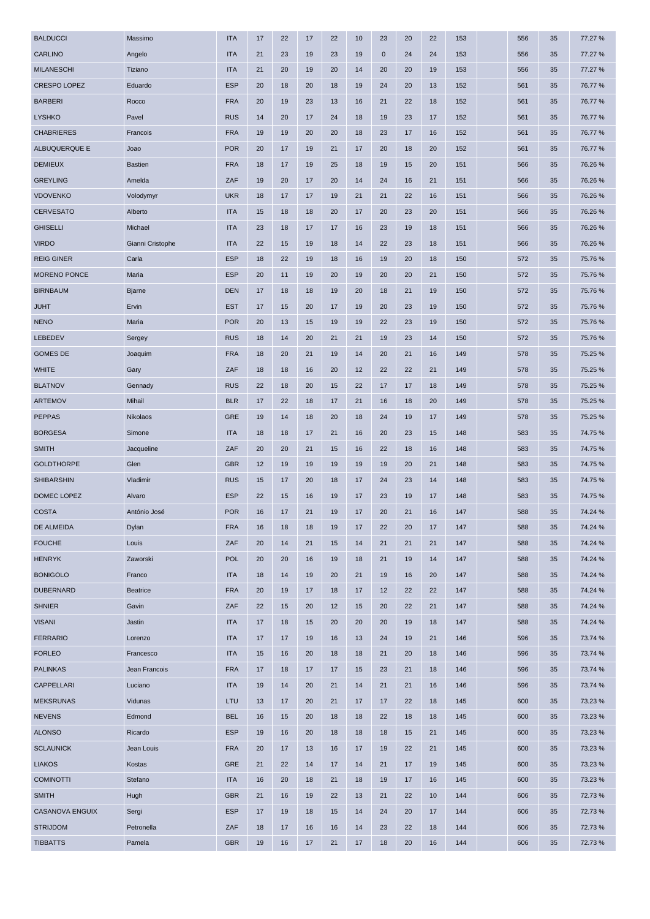| | | | | | | | | | | | | | | | | |
|---|---|---|---|---|---|---|---|---|---|---|---|---|---|---|---|---|
| BALDUCCI | Massimo | ITA | 17 | 22 | 17 | 22 | 10 | 23 | 20 | 22 | 153 | | 556 | 35 | 77.27 % |
| CARLINO | Angelo | ITA | 21 | 23 | 19 | 23 | 19 | 0 | 24 | 24 | 153 | | 556 | 35 | 77.27 % |
| MILANESCHI | Tiziano | ITA | 21 | 20 | 19 | 20 | 14 | 20 | 20 | 19 | 153 | | 556 | 35 | 77.27 % |
| CRESPO LOPEZ | Eduardo | ESP | 20 | 18 | 20 | 18 | 19 | 24 | 20 | 13 | 152 | | 561 | 35 | 76.77 % |
| BARBERI | Rocco | FRA | 20 | 19 | 23 | 13 | 16 | 21 | 22 | 18 | 152 | | 561 | 35 | 76.77 % |
| LYSHKO | Pavel | RUS | 14 | 20 | 17 | 24 | 18 | 19 | 23 | 17 | 152 | | 561 | 35 | 76.77 % |
| CHABRIERES | Francois | FRA | 19 | 19 | 20 | 20 | 18 | 23 | 17 | 16 | 152 | | 561 | 35 | 76.77 % |
| ALBUQUERQUE E | Joao | POR | 20 | 17 | 19 | 21 | 17 | 20 | 18 | 20 | 152 | | 561 | 35 | 76.77 % |
| DEMIEUX | Bastien | FRA | 18 | 17 | 19 | 25 | 18 | 19 | 15 | 20 | 151 | | 566 | 35 | 76.26 % |
| GREYLING | Amelda | ZAF | 19 | 20 | 17 | 20 | 14 | 24 | 16 | 21 | 151 | | 566 | 35 | 76.26 % |
| VDOVENKO | Volodymyr | UKR | 18 | 17 | 17 | 19 | 21 | 21 | 22 | 16 | 151 | | 566 | 35 | 76.26 % |
| CERVESATO | Alberto | ITA | 15 | 18 | 18 | 20 | 17 | 20 | 23 | 20 | 151 | | 566 | 35 | 76.26 % |
| GHISELLI | Michael | ITA | 23 | 18 | 17 | 17 | 16 | 23 | 19 | 18 | 151 | | 566 | 35 | 76.26 % |
| VIRDO | Gianni Cristophe | ITA | 22 | 15 | 19 | 18 | 14 | 22 | 23 | 18 | 151 | | 566 | 35 | 76.26 % |
| REIG GINER | Carla | ESP | 18 | 22 | 19 | 18 | 16 | 19 | 20 | 18 | 150 | | 572 | 35 | 75.76 % |
| MORENO PONCE | Maria | ESP | 20 | 11 | 19 | 20 | 19 | 20 | 20 | 21 | 150 | | 572 | 35 | 75.76 % |
| BIRNBAUM | Bjarne | DEN | 17 | 18 | 18 | 19 | 20 | 18 | 21 | 19 | 150 | | 572 | 35 | 75.76 % |
| JUHT | Ervin | EST | 17 | 15 | 20 | 17 | 19 | 20 | 23 | 19 | 150 | | 572 | 35 | 75.76 % |
| NENO | Maria | POR | 20 | 13 | 15 | 19 | 19 | 22 | 23 | 19 | 150 | | 572 | 35 | 75.76 % |
| LEBEDEV | Sergey | RUS | 18 | 14 | 20 | 21 | 21 | 19 | 23 | 14 | 150 | | 572 | 35 | 75.76 % |
| GOMES DE | Joaquim | FRA | 18 | 20 | 21 | 19 | 14 | 20 | 21 | 16 | 149 | | 578 | 35 | 75.25 % |
| WHITE | Gary | ZAF | 18 | 18 | 16 | 20 | 12 | 22 | 22 | 21 | 149 | | 578 | 35 | 75.25 % |
| BLATNOV | Gennady | RUS | 22 | 18 | 20 | 15 | 22 | 17 | 17 | 18 | 149 | | 578 | 35 | 75.25 % |
| ARTEMOV | Mihail | BLR | 17 | 22 | 18 | 17 | 21 | 16 | 18 | 20 | 149 | | 578 | 35 | 75.25 % |
| PEPPAS | Nikolaos | GRE | 19 | 14 | 18 | 20 | 18 | 24 | 19 | 17 | 149 | | 578 | 35 | 75.25 % |
| BORGESA | Simone | ITA | 18 | 18 | 17 | 21 | 16 | 20 | 23 | 15 | 148 | | 583 | 35 | 74.75 % |
| SMITH | Jacqueline | ZAF | 20 | 20 | 21 | 15 | 16 | 22 | 18 | 16 | 148 | | 583 | 35 | 74.75 % |
| GOLDTHORPE | Glen | GBR | 12 | 19 | 19 | 19 | 19 | 19 | 20 | 21 | 148 | | 583 | 35 | 74.75 % |
| SHIBARSHIN | Vladimir | RUS | 15 | 17 | 20 | 18 | 17 | 24 | 23 | 14 | 148 | | 583 | 35 | 74.75 % |
| DOMEC LOPEZ | Alvaro | ESP | 22 | 15 | 16 | 19 | 17 | 23 | 19 | 17 | 148 | | 583 | 35 | 74.75 % |
| COSTA | António José | POR | 16 | 17 | 21 | 19 | 17 | 20 | 21 | 16 | 147 | | 588 | 35 | 74.24 % |
| DE ALMEIDA | Dylan | FRA | 16 | 18 | 18 | 19 | 17 | 22 | 20 | 17 | 147 | | 588 | 35 | 74.24 % |
| FOUCHE | Louis | ZAF | 20 | 14 | 21 | 15 | 14 | 21 | 21 | 21 | 147 | | 588 | 35 | 74.24 % |
| HENRYK | Zaworski | POL | 20 | 20 | 16 | 19 | 18 | 21 | 19 | 14 | 147 | | 588 | 35 | 74.24 % |
| BONIGOLO | Franco | ITA | 18 | 14 | 19 | 20 | 21 | 19 | 16 | 20 | 147 | | 588 | 35 | 74.24 % |
| DUBERNARD | Beatrice | FRA | 20 | 19 | 17 | 18 | 17 | 12 | 22 | 22 | 147 | | 588 | 35 | 74.24 % |
| SHNIER | Gavin | ZAF | 22 | 15 | 20 | 12 | 15 | 20 | 22 | 21 | 147 | | 588 | 35 | 74.24 % |
| VISANI | Jastin | ITA | 17 | 18 | 15 | 20 | 20 | 20 | 19 | 18 | 147 | | 588 | 35 | 74.24 % |
| FERRARIO | Lorenzo | ITA | 17 | 17 | 19 | 16 | 13 | 24 | 19 | 21 | 146 | | 596 | 35 | 73.74 % |
| FORLEO | Francesco | ITA | 15 | 16 | 20 | 18 | 18 | 21 | 20 | 18 | 146 | | 596 | 35 | 73.74 % |
| PALINKAS | Jean Francois | FRA | 17 | 18 | 17 | 17 | 15 | 23 | 21 | 18 | 146 | | 596 | 35 | 73.74 % |
| CAPPELLARI | Luciano | ITA | 19 | 14 | 20 | 21 | 14 | 21 | 21 | 16 | 146 | | 596 | 35 | 73.74 % |
| MEKSRUNAS | Vidunas | LTU | 13 | 17 | 20 | 21 | 17 | 17 | 22 | 18 | 145 | | 600 | 35 | 73.23 % |
| NEVENS | Edmond | BEL | 16 | 15 | 20 | 18 | 18 | 22 | 18 | 18 | 145 | | 600 | 35 | 73.23 % |
| ALONSO | Ricardo | ESP | 19 | 16 | 20 | 18 | 18 | 18 | 15 | 21 | 145 | | 600 | 35 | 73.23 % |
| SCLAUNICK | Jean Louis | FRA | 20 | 17 | 13 | 16 | 17 | 19 | 22 | 21 | 145 | | 600 | 35 | 73.23 % |
| LIAKOS | Kostas | GRE | 21 | 22 | 14 | 17 | 14 | 21 | 17 | 19 | 145 | | 600 | 35 | 73.23 % |
| COMINOTTI | Stefano | ITA | 16 | 20 | 18 | 21 | 18 | 19 | 17 | 16 | 145 | | 600 | 35 | 73.23 % |
| SMITH | Hugh | GBR | 21 | 16 | 19 | 22 | 13 | 21 | 22 | 10 | 144 | | 606 | 35 | 72.73 % |
| CASANOVA ENGUIX | Sergi | ESP | 17 | 19 | 18 | 15 | 14 | 24 | 20 | 17 | 144 | | 606 | 35 | 72.73 % |
| STRIJDOM | Petronella | ZAF | 18 | 17 | 16 | 16 | 14 | 23 | 22 | 18 | 144 | | 606 | 35 | 72.73 % |
| TIBBATTS | Pamela | GBR | 19 | 16 | 17 | 21 | 17 | 18 | 20 | 16 | 144 | | 606 | 35 | 72.73 % |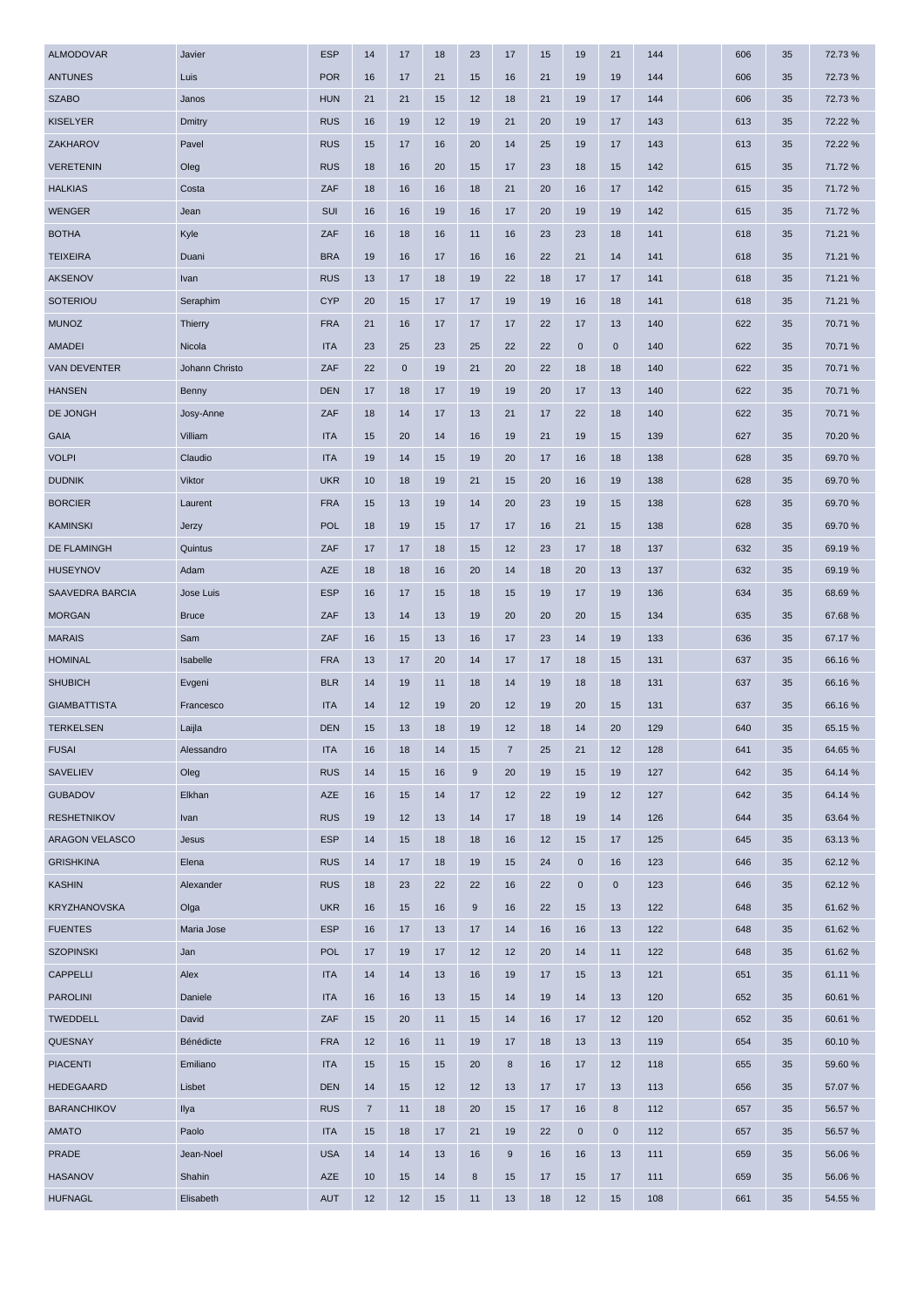| | | | | | | | | | | | | | | | | |
|---|---|---|---|---|---|---|---|---|---|---|---|---|---|---|---|---|
| ALMODOVAR | Javier | ESP | 14 | 17 | 18 | 23 | 17 | 15 | 19 | 21 | 144 | | 606 | 35 | 72.73 % |
| ANTUNES | Luis | POR | 16 | 17 | 21 | 15 | 16 | 21 | 19 | 19 | 144 | | 606 | 35 | 72.73 % |
| SZABO | Janos | HUN | 21 | 21 | 15 | 12 | 18 | 21 | 19 | 17 | 144 | | 606 | 35 | 72.73 % |
| KISELYER | Dmitry | RUS | 16 | 19 | 12 | 19 | 21 | 20 | 19 | 17 | 143 | | 613 | 35 | 72.22 % |
| ZAKHAROV | Pavel | RUS | 15 | 17 | 16 | 20 | 14 | 25 | 19 | 17 | 143 | | 613 | 35 | 72.22 % |
| VERETENIN | Oleg | RUS | 18 | 16 | 20 | 15 | 17 | 23 | 18 | 15 | 142 | | 615 | 35 | 71.72 % |
| HALKIAS | Costa | ZAF | 18 | 16 | 16 | 18 | 21 | 20 | 16 | 17 | 142 | | 615 | 35 | 71.72 % |
| WENGER | Jean | SUI | 16 | 16 | 19 | 16 | 17 | 20 | 19 | 19 | 142 | | 615 | 35 | 71.72 % |
| BOTHA | Kyle | ZAF | 16 | 18 | 16 | 11 | 16 | 23 | 23 | 18 | 141 | | 618 | 35 | 71.21 % |
| TEIXEIRA | Duani | BRA | 19 | 16 | 17 | 16 | 16 | 22 | 21 | 14 | 141 | | 618 | 35 | 71.21 % |
| AKSENOV | Ivan | RUS | 13 | 17 | 18 | 19 | 22 | 18 | 17 | 17 | 141 | | 618 | 35 | 71.21 % |
| SOTERIOU | Seraphim | CYP | 20 | 15 | 17 | 17 | 19 | 19 | 16 | 18 | 141 | | 618 | 35 | 71.21 % |
| MUNOZ | Thierry | FRA | 21 | 16 | 17 | 17 | 17 | 22 | 17 | 13 | 140 | | 622 | 35 | 70.71 % |
| AMADEI | Nicola | ITA | 23 | 25 | 23 | 25 | 22 | 22 | 0 | 0 | 140 | | 622 | 35 | 70.71 % |
| VAN DEVENTER | Johann Christo | ZAF | 22 | 0 | 19 | 21 | 20 | 22 | 18 | 18 | 140 | | 622 | 35 | 70.71 % |
| HANSEN | Benny | DEN | 17 | 18 | 17 | 19 | 19 | 20 | 17 | 13 | 140 | | 622 | 35 | 70.71 % |
| DE JONGH | Josy-Anne | ZAF | 18 | 14 | 17 | 13 | 21 | 17 | 22 | 18 | 140 | | 622 | 35 | 70.71 % |
| GAIA | Villiam | ITA | 15 | 20 | 14 | 16 | 19 | 21 | 19 | 15 | 139 | | 627 | 35 | 70.20 % |
| VOLPI | Claudio | ITA | 19 | 14 | 15 | 19 | 20 | 17 | 16 | 18 | 138 | | 628 | 35 | 69.70 % |
| DUDNIK | Viktor | UKR | 10 | 18 | 19 | 21 | 15 | 20 | 16 | 19 | 138 | | 628 | 35 | 69.70 % |
| BORCIER | Laurent | FRA | 15 | 13 | 19 | 14 | 20 | 23 | 19 | 15 | 138 | | 628 | 35 | 69.70 % |
| KAMINSKI | Jerzy | POL | 18 | 19 | 15 | 17 | 17 | 16 | 21 | 15 | 138 | | 628 | 35 | 69.70 % |
| DE FLAMINGH | Quintus | ZAF | 17 | 17 | 18 | 15 | 12 | 23 | 17 | 18 | 137 | | 632 | 35 | 69.19 % |
| HUSEYNOV | Adam | AZE | 18 | 18 | 16 | 20 | 14 | 18 | 20 | 13 | 137 | | 632 | 35 | 69.19 % |
| SAAVEDRA BARCIA | Jose Luis | ESP | 16 | 17 | 15 | 18 | 15 | 19 | 17 | 19 | 136 | | 634 | 35 | 68.69 % |
| MORGAN | Bruce | ZAF | 13 | 14 | 13 | 19 | 20 | 20 | 20 | 15 | 134 | | 635 | 35 | 67.68 % |
| MARAIS | Sam | ZAF | 16 | 15 | 13 | 16 | 17 | 23 | 14 | 19 | 133 | | 636 | 35 | 67.17 % |
| HOMINAL | Isabelle | FRA | 13 | 17 | 20 | 14 | 17 | 17 | 18 | 15 | 131 | | 637 | 35 | 66.16 % |
| SHUBICH | Evgeni | BLR | 14 | 19 | 11 | 18 | 14 | 19 | 18 | 18 | 131 | | 637 | 35 | 66.16 % |
| GIAMBATTISTA | Francesco | ITA | 14 | 12 | 19 | 20 | 12 | 19 | 20 | 15 | 131 | | 637 | 35 | 66.16 % |
| TERKELSEN | Laijla | DEN | 15 | 13 | 18 | 19 | 12 | 18 | 14 | 20 | 129 | | 640 | 35 | 65.15 % |
| FUSAI | Alessandro | ITA | 16 | 18 | 14 | 15 | 7 | 25 | 21 | 12 | 128 | | 641 | 35 | 64.65 % |
| SAVELIEV | Oleg | RUS | 14 | 15 | 16 | 9 | 20 | 19 | 15 | 19 | 127 | | 642 | 35 | 64.14 % |
| GUBADOV | Elkhan | AZE | 16 | 15 | 14 | 17 | 12 | 22 | 19 | 12 | 127 | | 642 | 35 | 64.14 % |
| RESHETNIKOV | Ivan | RUS | 19 | 12 | 13 | 14 | 17 | 18 | 19 | 14 | 126 | | 644 | 35 | 63.64 % |
| ARAGON VELASCO | Jesus | ESP | 14 | 15 | 18 | 18 | 16 | 12 | 15 | 17 | 125 | | 645 | 35 | 63.13 % |
| GRISHKINA | Elena | RUS | 14 | 17 | 18 | 19 | 15 | 24 | 0 | 16 | 123 | | 646 | 35 | 62.12 % |
| KASHIN | Alexander | RUS | 18 | 23 | 22 | 22 | 16 | 22 | 0 | 0 | 123 | | 646 | 35 | 62.12 % |
| KRYZHANOVSKA | Olga | UKR | 16 | 15 | 16 | 9 | 16 | 22 | 15 | 13 | 122 | | 648 | 35 | 61.62 % |
| FUENTES | Maria Jose | ESP | 16 | 17 | 13 | 17 | 14 | 16 | 16 | 13 | 122 | | 648 | 35 | 61.62 % |
| SZOPINSKI | Jan | POL | 17 | 19 | 17 | 12 | 12 | 20 | 14 | 11 | 122 | | 648 | 35 | 61.62 % |
| CAPPELLI | Alex | ITA | 14 | 14 | 13 | 16 | 19 | 17 | 15 | 13 | 121 | | 651 | 35 | 61.11 % |
| PAROLINI | Daniele | ITA | 16 | 16 | 13 | 15 | 14 | 19 | 14 | 13 | 120 | | 652 | 35 | 60.61 % |
| TWEDDELL | David | ZAF | 15 | 20 | 11 | 15 | 14 | 16 | 17 | 12 | 120 | | 652 | 35 | 60.61 % |
| QUESNAY | Bénédicte | FRA | 12 | 16 | 11 | 19 | 17 | 18 | 13 | 13 | 119 | | 654 | 35 | 60.10 % |
| PIACENTI | Emiliano | ITA | 15 | 15 | 15 | 20 | 8 | 16 | 17 | 12 | 118 | | 655 | 35 | 59.60 % |
| HEDEGAARD | Lisbet | DEN | 14 | 15 | 12 | 12 | 13 | 17 | 17 | 13 | 113 | | 656 | 35 | 57.07 % |
| BARANCHIKOV | Ilya | RUS | 7 | 11 | 18 | 20 | 15 | 17 | 16 | 8 | 112 | | 657 | 35 | 56.57 % |
| AMATO | Paolo | ITA | 15 | 18 | 17 | 21 | 19 | 22 | 0 | 0 | 112 | | 657 | 35 | 56.57 % |
| PRADE | Jean-Noel | USA | 14 | 14 | 13 | 16 | 9 | 16 | 16 | 13 | 111 | | 659 | 35 | 56.06 % |
| HASANOV | Shahin | AZE | 10 | 15 | 14 | 8 | 15 | 17 | 15 | 17 | 111 | | 659 | 35 | 56.06 % |
| HUFNAGL | Elisabeth | AUT | 12 | 12 | 15 | 11 | 13 | 18 | 12 | 15 | 108 | | 661 | 35 | 54.55 % |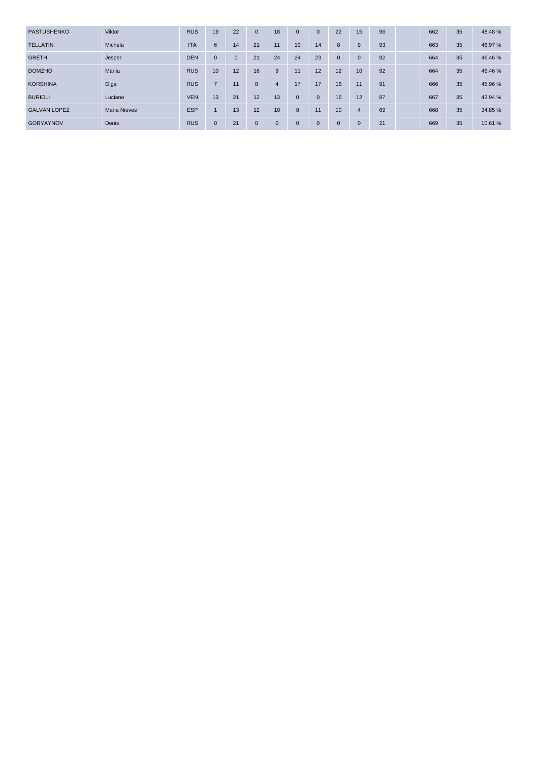| | | | | | | | | | | | | | | | | |
|---|---|---|---|---|---|---|---|---|---|---|---|---|---|---|---|---|
| PASTUSHENKO | Viktor | RUS | 19 | 22 | 0 | 18 | 0 | 0 | 22 | 15 | 96 | | 662 | 35 | 48.48 % |
| TELLATIN | Michela | ITA | 6 | 14 | 21 | 11 | 10 | 14 | 8 | 9 | 93 | | 663 | 35 | 46.97 % |
| GRETH | Jesper | DEN | 0 | 0 | 21 | 24 | 24 | 23 | 0 | 0 | 92 | | 664 | 35 | 46.46 % |
| DOMZHO | Mariia | RUS | 10 | 12 | 16 | 9 | 11 | 12 | 12 | 10 | 92 | | 664 | 35 | 46.46 % |
| KORSHINA | Olga | RUS | 7 | 11 | 8 | 4 | 17 | 17 | 16 | 11 | 91 | | 666 | 35 | 45.96 % |
| BURIOLI | Luciano | VEN | 13 | 21 | 12 | 13 | 0 | 0 | 16 | 12 | 87 | | 667 | 35 | 43.94 % |
| GALVAN LOPEZ | Maria Nieves | ESP | 1 | 13 | 12 | 10 | 8 | 11 | 10 | 4 | 69 | | 668 | 35 | 34.85 % |
| GORYAYNOV | Denis | RUS | 0 | 21 | 0 | 0 | 0 | 0 | 0 | 0 | 21 | | 669 | 35 | 10.61 % |